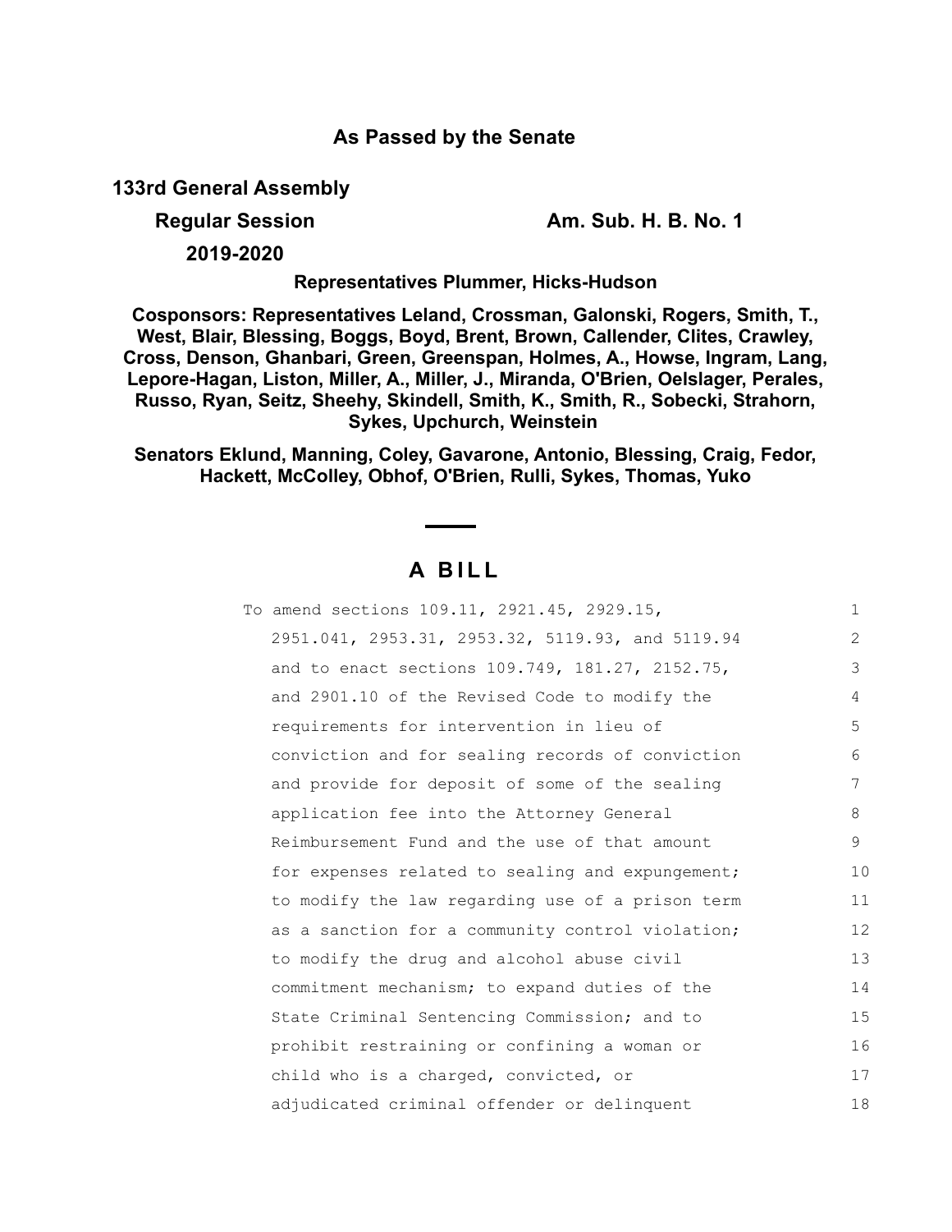**As Passed by the Senate**

**133rd General Assembly**

**Regular Session** **Am. Sub. H. B. No. 1**

**2019-2020**

**Representatives Plummer, Hicks-Hudson**

**Cosponsors: Representatives Leland, Crossman, Galonski, Rogers, Smith, T., West, Blair, Blessing, Boggs, Boyd, Brent, Brown, Callender, Clites, Crawley, Cross, Denson, Ghanbari, Green, Greenspan, Holmes, A., Howse, Ingram, Lang, Lepore-Hagan, Liston, Miller, A., Miller, J., Miranda, O'Brien, Oelslager, Perales, Russo, Ryan, Seitz, Sheehy, Skindell, Smith, K., Smith, R., Sobecki, Strahorn, Sykes, Upchurch, Weinstein**

**Senators Eklund, Manning, Coley, Gavarone, Antonio, Blessing, Craig, Fedor, Hackett, McColley, Obhof, O'Brien, Rulli, Sykes, Thomas, Yuko**

# A BILL

To amend sections 109.11, 2921.45, 2929.15, 2951.041, 2953.31, 2953.32, 5119.93, and 5119.94 and to enact sections 109.749, 181.27, 2152.75, and 2901.10 of the Revised Code to modify the requirements for intervention in lieu of conviction and for sealing records of conviction and provide for deposit of some of the sealing application fee into the Attorney General Reimbursement Fund and the use of that amount for expenses related to sealing and expungement; to modify the law regarding use of a prison term as a sanction for a community control violation; to modify the drug and alcohol abuse civil commitment mechanism; to expand duties of the State Criminal Sentencing Commission; and to prohibit restraining or confining a woman or child who is a charged, convicted, or adjudicated criminal offender or delinquent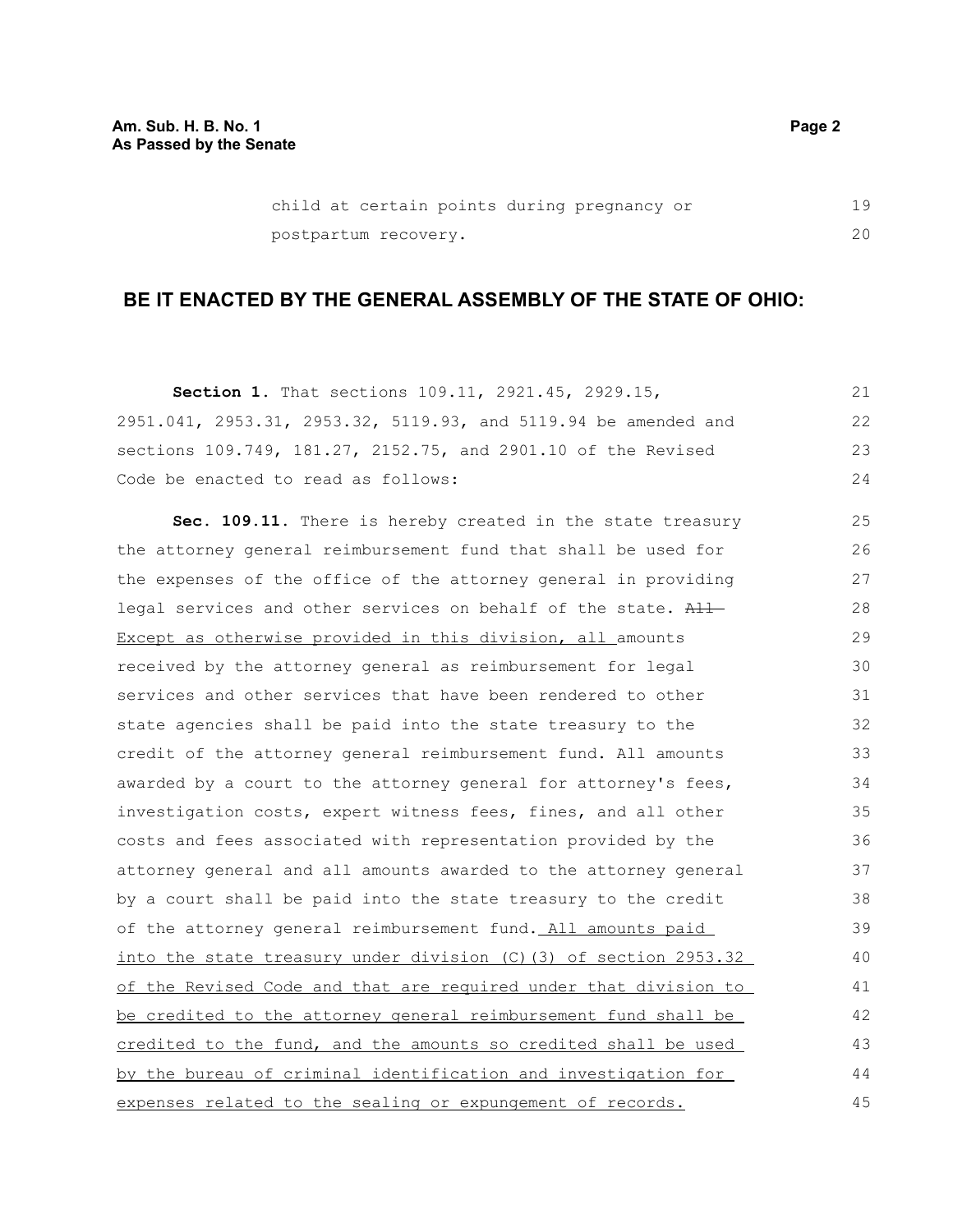child at certain points during pregnancy or postpartum recovery.

## BE IT ENACTED BY THE GENERAL ASSEMBLY OF THE STATE OF OHIO:

**Section 1.** That sections 109.11, 2921.45, 2929.15, 2951.041, 2953.31, 2953.32, 5119.93, and 5119.94 be amended and sections 109.749, 181.27, 2152.75, and 2901.10 of the Revised Code be enacted to read as follows:

**Sec. 109.11.** There is hereby created in the state treasury the attorney general reimbursement fund that shall be used for the expenses of the office of the attorney general in providing legal services and other services on behalf of the state. ~~All~~ Except as otherwise provided in this division, all amounts received by the attorney general as reimbursement for legal services and other services that have been rendered to other state agencies shall be paid into the state treasury to the credit of the attorney general reimbursement fund. All amounts awarded by a court to the attorney general for attorney's fees, investigation costs, expert witness fees, fines, and all other costs and fees associated with representation provided by the attorney general and all amounts awarded to the attorney general by a court shall be paid into the state treasury to the credit of the attorney general reimbursement fund. All amounts paid into the state treasury under division (C)(3) of section 2953.32 of the Revised Code and that are required under that division to be credited to the attorney general reimbursement fund shall be credited to the fund, and the amounts so credited shall be used by the bureau of criminal identification and investigation for expenses related to the sealing or expungement of records.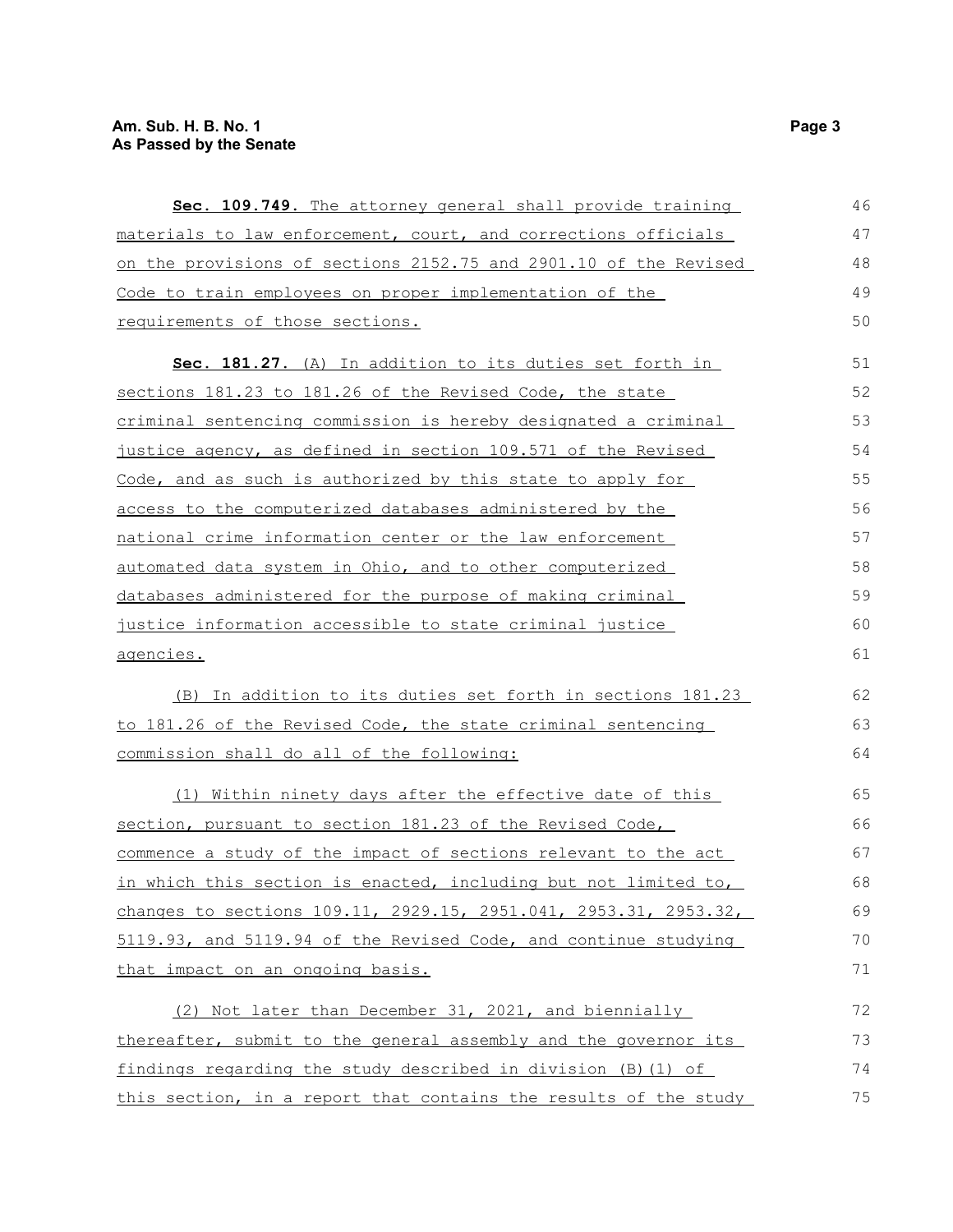**Sec. 109.749.** The attorney general shall provide training materials to law enforcement, court, and corrections officials on the provisions of sections 2152.75 and 2901.10 of the Revised Code to train employees on proper implementation of the requirements of those sections.

**Sec. 181.27.** (A) In addition to its duties set forth in sections 181.23 to 181.26 of the Revised Code, the state criminal sentencing commission is hereby designated a criminal justice agency, as defined in section 109.571 of the Revised Code, and as such is authorized by this state to apply for access to the computerized databases administered by the national crime information center or the law enforcement automated data system in Ohio, and to other computerized databases administered for the purpose of making criminal justice information accessible to state criminal justice agencies.

(B) In addition to its duties set forth in sections 181.23 to 181.26 of the Revised Code, the state criminal sentencing commission shall do all of the following:

(1) Within ninety days after the effective date of this section, pursuant to section 181.23 of the Revised Code, commence a study of the impact of sections relevant to the act in which this section is enacted, including but not limited to, changes to sections 109.11, 2929.15, 2951.041, 2953.31, 2953.32, 5119.93, and 5119.94 of the Revised Code, and continue studying that impact on an ongoing basis.

(2) Not later than December 31, 2021, and biennially thereafter, submit to the general assembly and the governor its findings regarding the study described in division (B)(1) of this section, in a report that contains the results of the study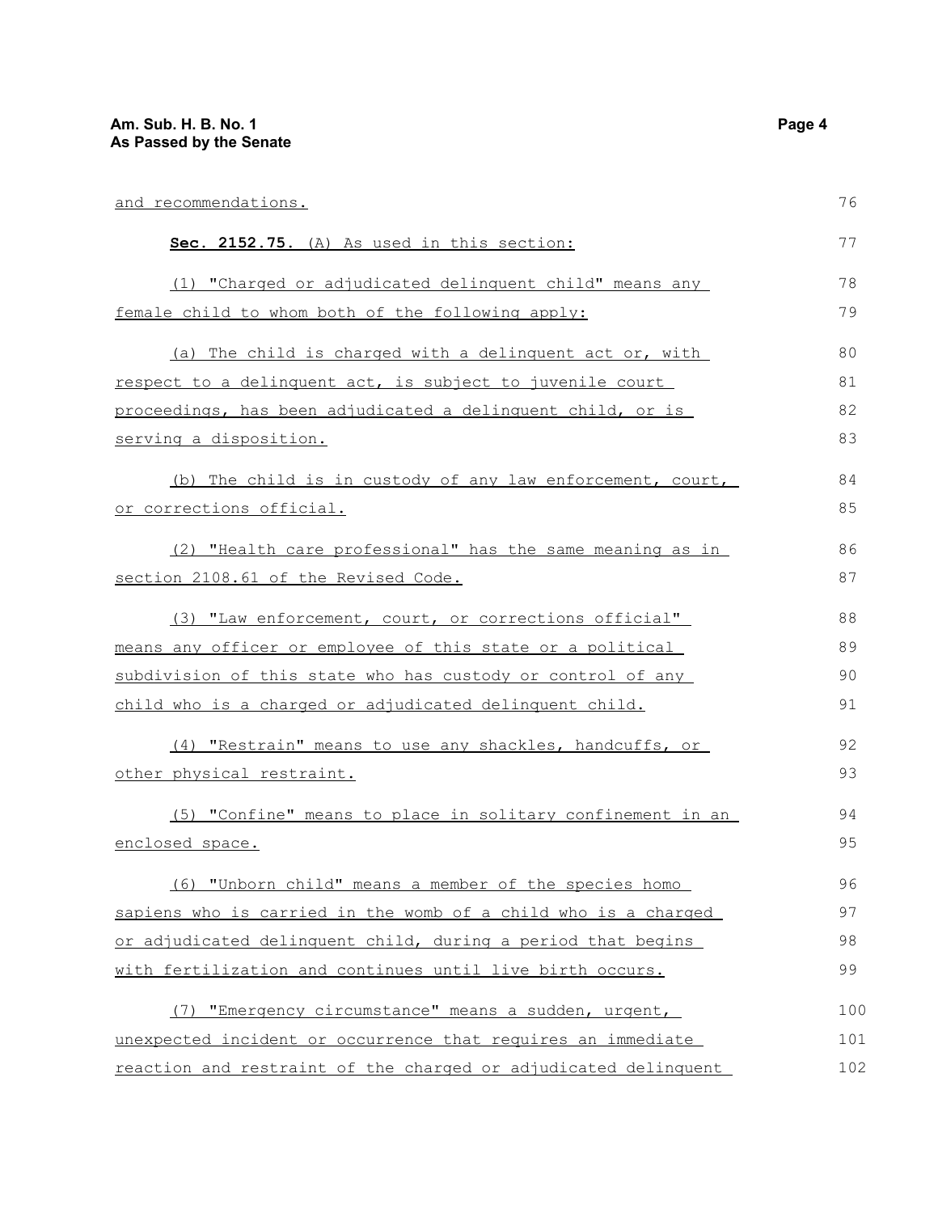and recommendations.

**Sec. 2152.75.** (A) As used in this section:

(1) "Charged or adjudicated delinquent child" means any female child to whom both of the following apply:

(a) The child is charged with a delinquent act or, with respect to a delinquent act, is subject to juvenile court proceedings, has been adjudicated a delinquent child, or is serving a disposition.

(b) The child is in custody of any law enforcement, court, or corrections official.

(2) "Health care professional" has the same meaning as in section 2108.61 of the Revised Code.

(3) "Law enforcement, court, or corrections official" means any officer or employee of this state or a political subdivision of this state who has custody or control of any child who is a charged or adjudicated delinquent child.

(4) "Restrain" means to use any shackles, handcuffs, or other physical restraint.

(5) "Confine" means to place in solitary confinement in an enclosed space.

(6) "Unborn child" means a member of the species homo sapiens who is carried in the womb of a child who is a charged or adjudicated delinquent child, during a period that begins with fertilization and continues until live birth occurs.

(7) "Emergency circumstance" means a sudden, urgent, unexpected incident or occurrence that requires an immediate reaction and restraint of the charged or adjudicated delinquent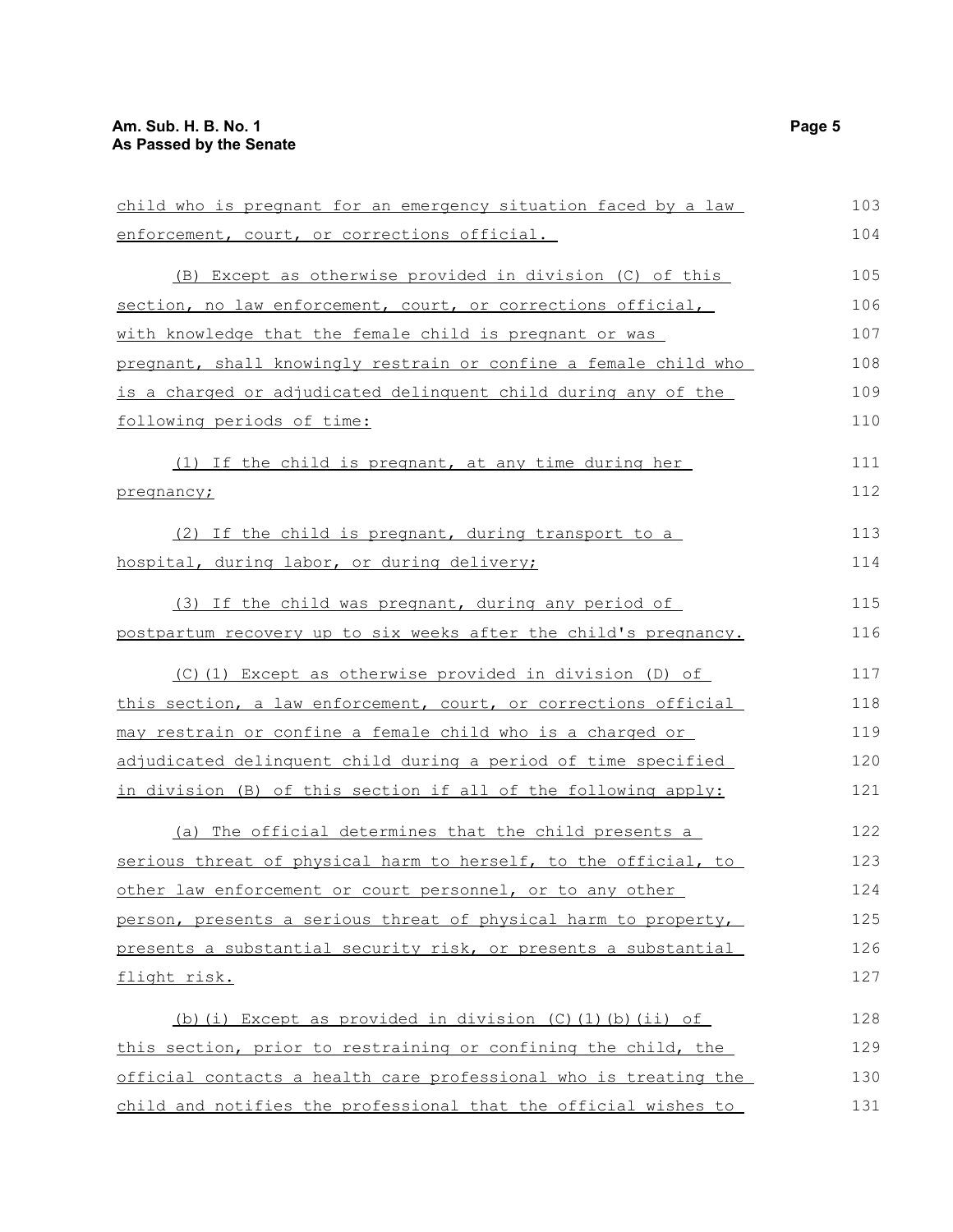child who is pregnant for an emergency situation faced by a law enforcement, court, or corrections official.

(B) Except as otherwise provided in division (C) of this section, no law enforcement, court, or corrections official, with knowledge that the female child is pregnant or was pregnant, shall knowingly restrain or confine a female child who is a charged or adjudicated delinquent child during any of the following periods of time:

(1) If the child is pregnant, at any time during her pregnancy;

(2) If the child is pregnant, during transport to a hospital, during labor, or during delivery;

(3) If the child was pregnant, during any period of postpartum recovery up to six weeks after the child's pregnancy.

(C)(1) Except as otherwise provided in division (D) of this section, a law enforcement, court, or corrections official may restrain or confine a female child who is a charged or adjudicated delinquent child during a period of time specified in division (B) of this section if all of the following apply:

(a) The official determines that the child presents a serious threat of physical harm to herself, to the official, to other law enforcement or court personnel, or to any other person, presents a serious threat of physical harm to property, presents a substantial security risk, or presents a substantial flight risk.

(b)(i) Except as provided in division (C)(1)(b)(ii) of this section, prior to restraining or confining the child, the official contacts a health care professional who is treating the child and notifies the professional that the official wishes to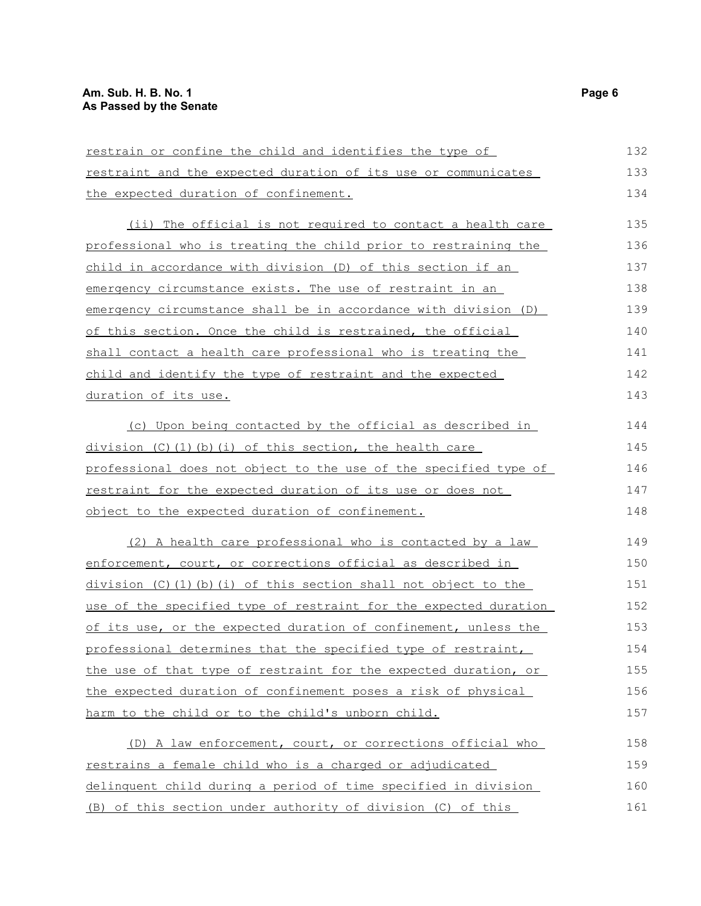restrain or confine the child and identifies the type of restraint and the expected duration of its use or communicates the expected duration of confinement.

(ii) The official is not required to contact a health care professional who is treating the child prior to restraining the child in accordance with division (D) of this section if an emergency circumstance exists. The use of restraint in an emergency circumstance shall be in accordance with division (D) of this section. Once the child is restrained, the official shall contact a health care professional who is treating the child and identify the type of restraint and the expected duration of its use.

(c) Upon being contacted by the official as described in division (C)(1)(b)(i) of this section, the health care professional does not object to the use of the specified type of restraint for the expected duration of its use or does not object to the expected duration of confinement.

(2) A health care professional who is contacted by a law enforcement, court, or corrections official as described in division (C)(1)(b)(i) of this section shall not object to the use of the specified type of restraint for the expected duration of its use, or the expected duration of confinement, unless the professional determines that the specified type of restraint, the use of that type of restraint for the expected duration, or the expected duration of confinement poses a risk of physical harm to the child or to the child's unborn child.

(D) A law enforcement, court, or corrections official who restrains a female child who is a charged or adjudicated delinquent child during a period of time specified in division (B) of this section under authority of division (C) of this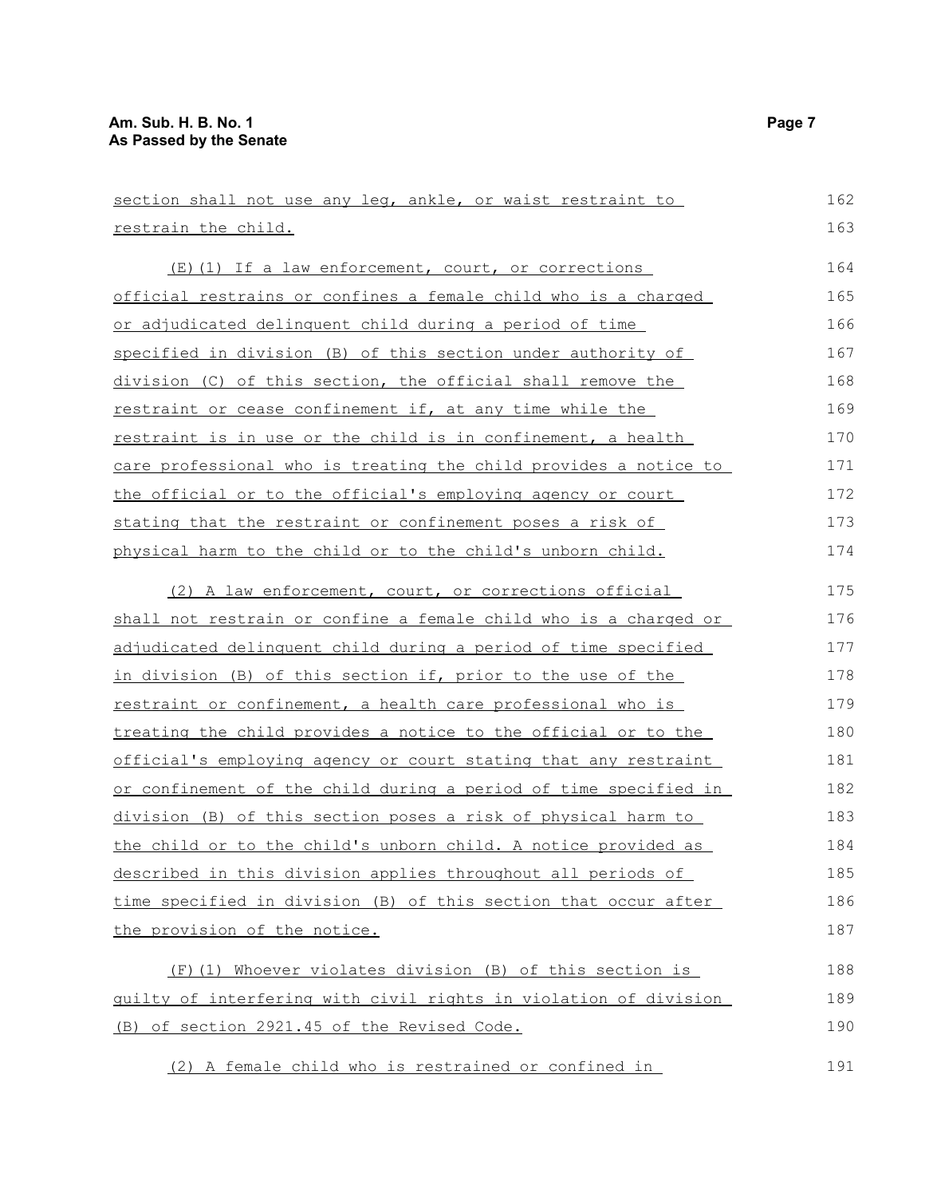section shall not use any leg, ankle, or waist restraint to restrain the child.

(E)(1) If a law enforcement, court, or corrections official restrains or confines a female child who is a charged or adjudicated delinquent child during a period of time specified in division (B) of this section under authority of division (C) of this section, the official shall remove the restraint or cease confinement if, at any time while the restraint is in use or the child is in confinement, a health care professional who is treating the child provides a notice to the official or to the official's employing agency or court stating that the restraint or confinement poses a risk of physical harm to the child or to the child's unborn child.

(2) A law enforcement, court, or corrections official shall not restrain or confine a female child who is a charged or adjudicated delinquent child during a period of time specified in division (B) of this section if, prior to the use of the restraint or confinement, a health care professional who is treating the child provides a notice to the official or to the official's employing agency or court stating that any restraint or confinement of the child during a period of time specified in division (B) of this section poses a risk of physical harm to the child or to the child's unborn child. A notice provided as described in this division applies throughout all periods of time specified in division (B) of this section that occur after the provision of the notice.

(F)(1) Whoever violates division (B) of this section is guilty of interfering with civil rights in violation of division (B) of section 2921.45 of the Revised Code.

(2) A female child who is restrained or confined in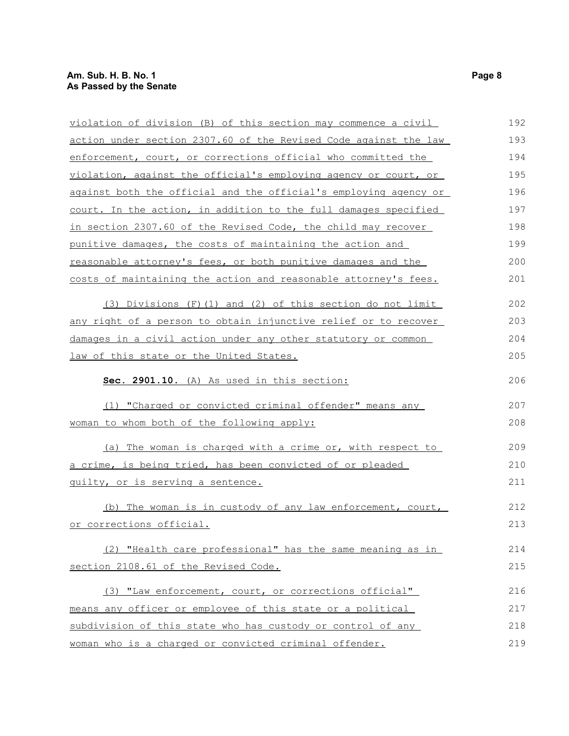violation of division (B) of this section may commence a civil action under section 2307.60 of the Revised Code against the law enforcement, court, or corrections official who committed the violation, against the official's employing agency or court, or against both the official and the official's employing agency or court. In the action, in addition to the full damages specified in section 2307.60 of the Revised Code, the child may recover punitive damages, the costs of maintaining the action and reasonable attorney's fees, or both punitive damages and the costs of maintaining the action and reasonable attorney's fees.

(3) Divisions (F)(1) and (2) of this section do not limit any right of a person to obtain injunctive relief or to recover damages in a civil action under any other statutory or common law of this state or the United States.

**Sec. 2901.10.** (A) As used in this section:

(1) "Charged or convicted criminal offender" means any woman to whom both of the following apply:

(a) The woman is charged with a crime or, with respect to a crime, is being tried, has been convicted of or pleaded guilty, or is serving a sentence.

(b) The woman is in custody of any law enforcement, court, or corrections official.

(2) "Health care professional" has the same meaning as in section 2108.61 of the Revised Code.

(3) "Law enforcement, court, or corrections official" means any officer or employee of this state or a political subdivision of this state who has custody or control of any woman who is a charged or convicted criminal offender.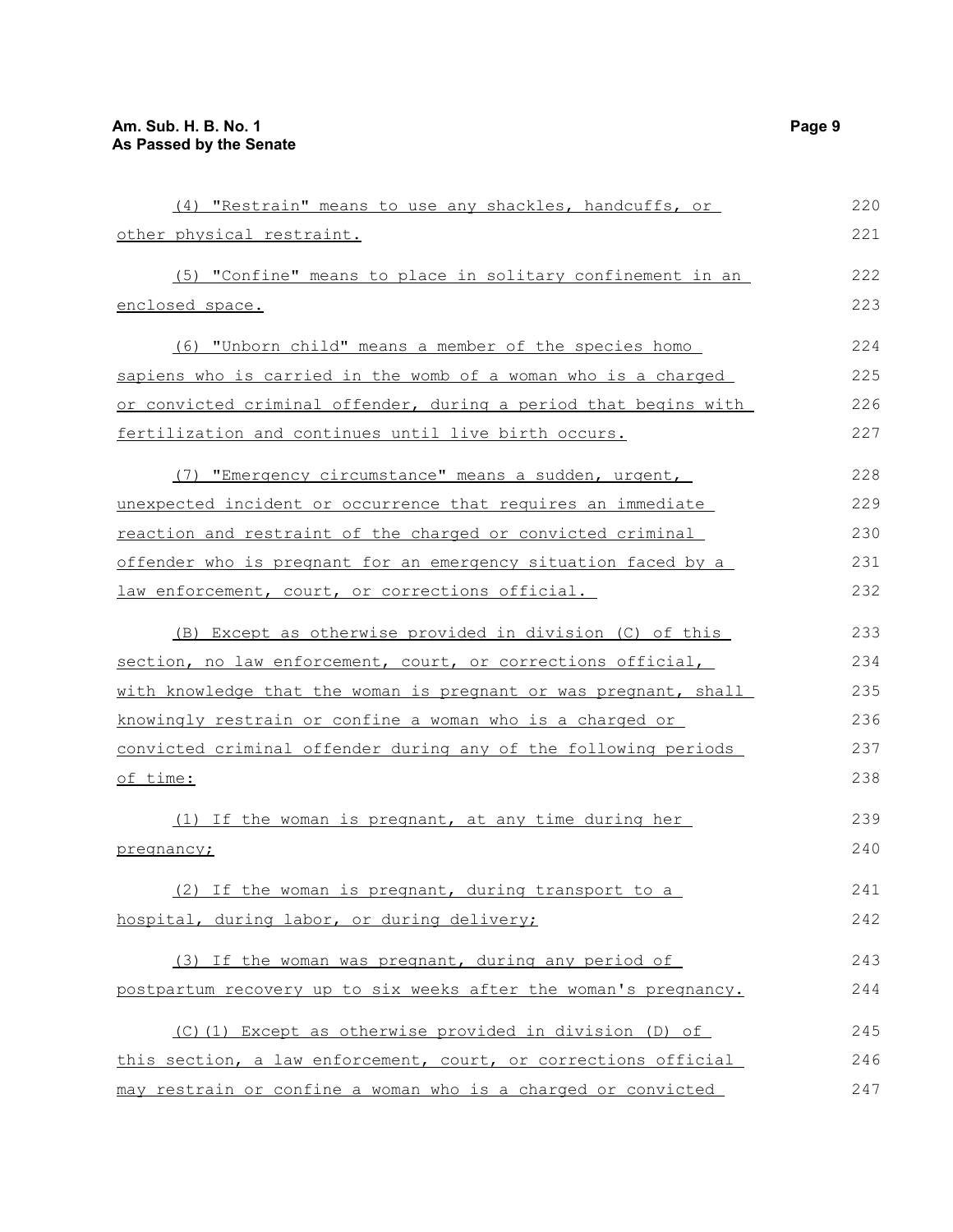(4) "Restrain" means to use any shackles, handcuffs, or other physical restraint.

(5) "Confine" means to place in solitary confinement in an enclosed space.

(6) "Unborn child" means a member of the species homo sapiens who is carried in the womb of a woman who is a charged or convicted criminal offender, during a period that begins with fertilization and continues until live birth occurs.

(7) "Emergency circumstance" means a sudden, urgent, unexpected incident or occurrence that requires an immediate reaction and restraint of the charged or convicted criminal offender who is pregnant for an emergency situation faced by a law enforcement, court, or corrections official.

(B) Except as otherwise provided in division (C) of this section, no law enforcement, court, or corrections official, with knowledge that the woman is pregnant or was pregnant, shall knowingly restrain or confine a woman who is a charged or convicted criminal offender during any of the following periods of time:

(1) If the woman is pregnant, at any time during her pregnancy;

(2) If the woman is pregnant, during transport to a hospital, during labor, or during delivery;

(3) If the woman was pregnant, during any period of postpartum recovery up to six weeks after the woman's pregnancy.

(C)(1) Except as otherwise provided in division (D) of this section, a law enforcement, court, or corrections official may restrain or confine a woman who is a charged or convicted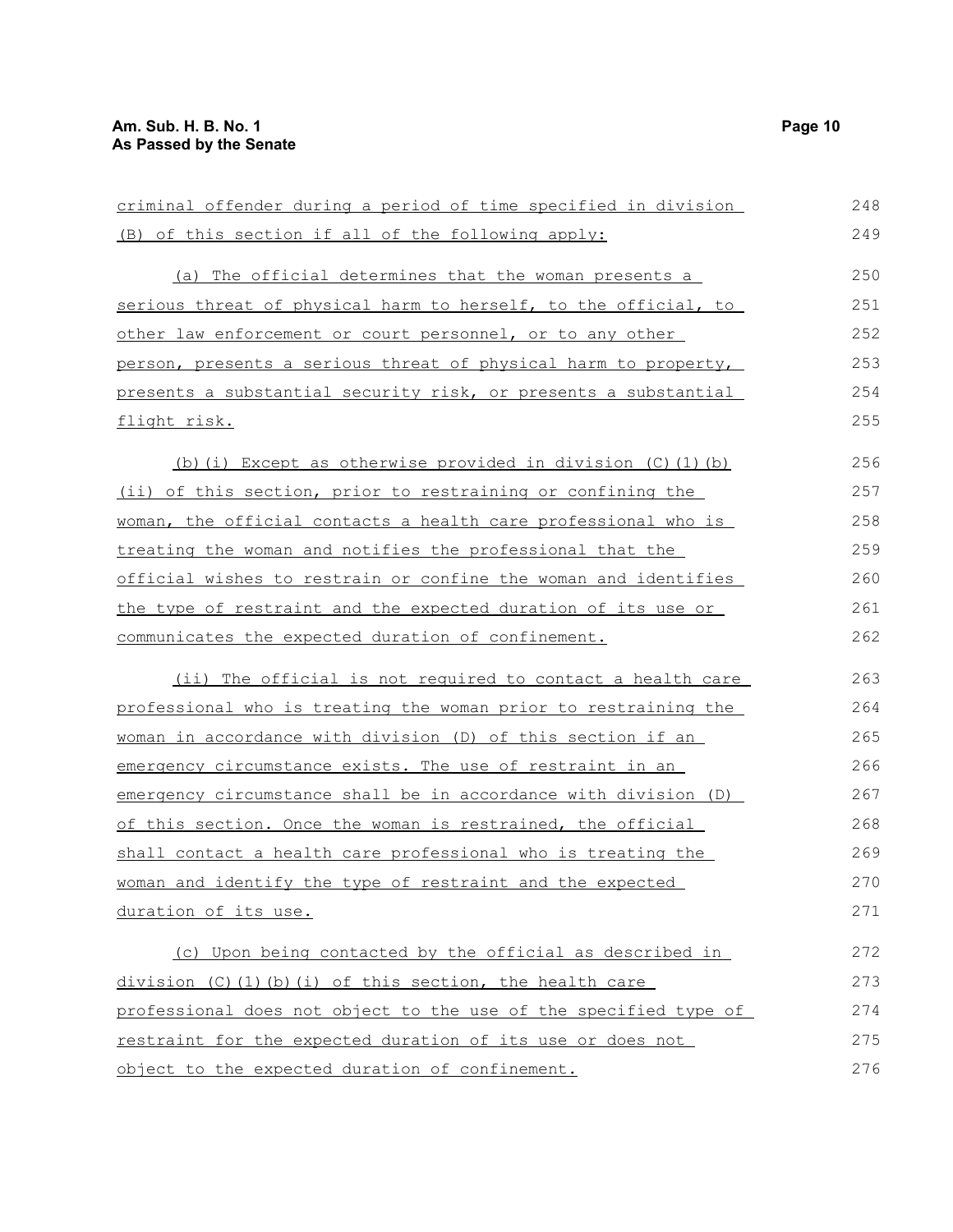criminal offender during a period of time specified in division (B) of this section if all of the following apply:

(a) The official determines that the woman presents a serious threat of physical harm to herself, to the official, to other law enforcement or court personnel, or to any other person, presents a serious threat of physical harm to property, presents a substantial security risk, or presents a substantial flight risk.

(b)(i) Except as otherwise provided in division (C)(1)(b)(ii) of this section, prior to restraining or confining the woman, the official contacts a health care professional who is treating the woman and notifies the professional that the official wishes to restrain or confine the woman and identifies the type of restraint and the expected duration of its use or communicates the expected duration of confinement.

(ii) The official is not required to contact a health care professional who is treating the woman prior to restraining the woman in accordance with division (D) of this section if an emergency circumstance exists. The use of restraint in an emergency circumstance shall be in accordance with division (D) of this section. Once the woman is restrained, the official shall contact a health care professional who is treating the woman and identify the type of restraint and the expected duration of its use.

(c) Upon being contacted by the official as described in division (C)(1)(b)(i) of this section, the health care professional does not object to the use of the specified type of restraint for the expected duration of its use or does not object to the expected duration of confinement.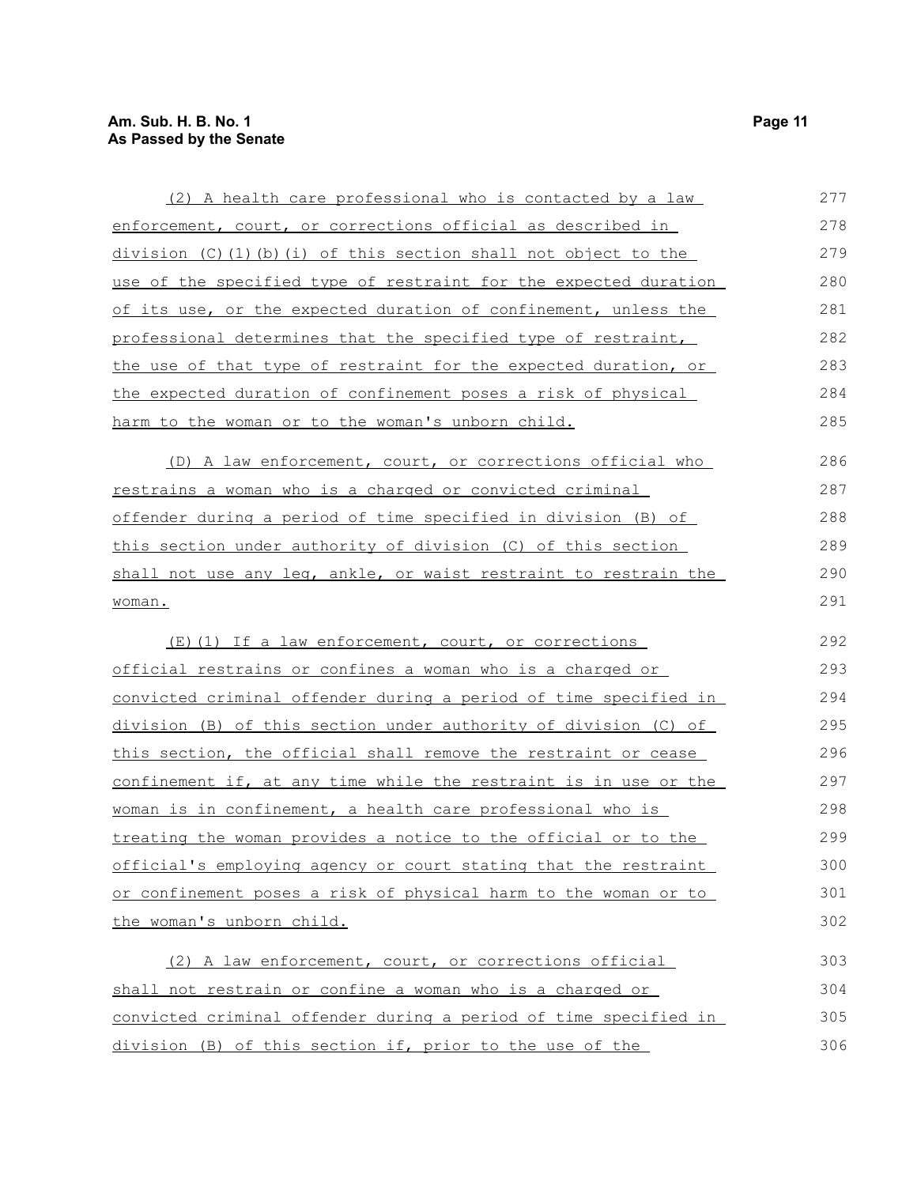(2) A health care professional who is contacted by a law enforcement, court, or corrections official as described in division (C)(1)(b)(i) of this section shall not object to the use of the specified type of restraint for the expected duration of its use, or the expected duration of confinement, unless the professional determines that the specified type of restraint, the use of that type of restraint for the expected duration, or the expected duration of confinement poses a risk of physical harm to the woman or to the woman's unborn child.

(D) A law enforcement, court, or corrections official who restrains a woman who is a charged or convicted criminal offender during a period of time specified in division (B) of this section under authority of division (C) of this section shall not use any leg, ankle, or waist restraint to restrain the woman.

(E)(1) If a law enforcement, court, or corrections official restrains or confines a woman who is a charged or convicted criminal offender during a period of time specified in division (B) of this section under authority of division (C) of this section, the official shall remove the restraint or cease confinement if, at any time while the restraint is in use or the woman is in confinement, a health care professional who is treating the woman provides a notice to the official or to the official's employing agency or court stating that the restraint or confinement poses a risk of physical harm to the woman or to the woman's unborn child.

(2) A law enforcement, court, or corrections official shall not restrain or confine a woman who is a charged or convicted criminal offender during a period of time specified in division (B) of this section if, prior to the use of the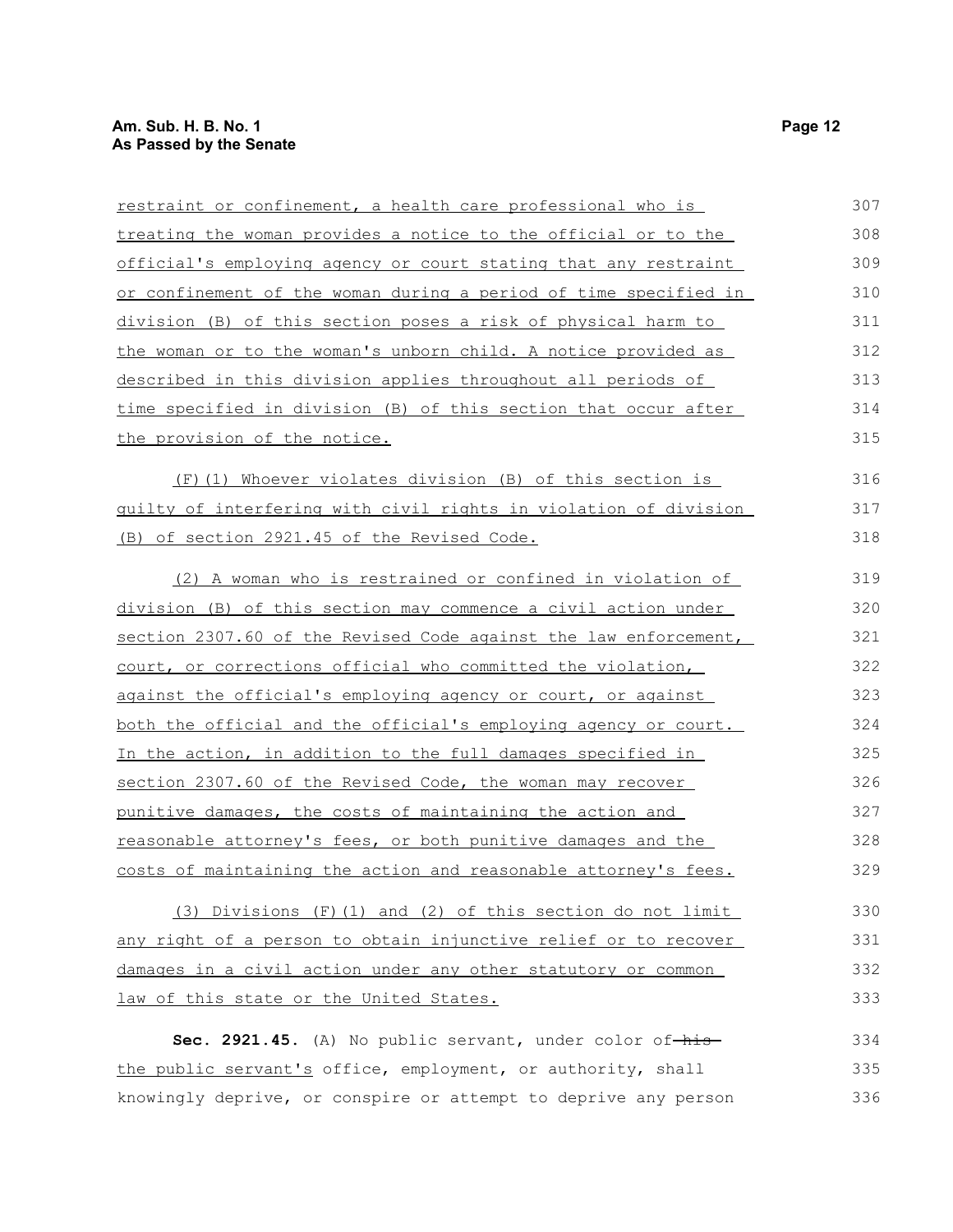restraint or confinement, a health care professional who is treating the woman provides a notice to the official or to the official's employing agency or court stating that any restraint or confinement of the woman during a period of time specified in division (B) of this section poses a risk of physical harm to the woman or to the woman's unborn child. A notice provided as described in this division applies throughout all periods of time specified in division (B) of this section that occur after the provision of the notice.

(F)(1) Whoever violates division (B) of this section is guilty of interfering with civil rights in violation of division (B) of section 2921.45 of the Revised Code.

(2) A woman who is restrained or confined in violation of division (B) of this section may commence a civil action under section 2307.60 of the Revised Code against the law enforcement, court, or corrections official who committed the violation, against the official's employing agency or court, or against both the official and the official's employing agency or court. In the action, in addition to the full damages specified in section 2307.60 of the Revised Code, the woman may recover punitive damages, the costs of maintaining the action and reasonable attorney's fees, or both punitive damages and the costs of maintaining the action and reasonable attorney's fees.

(3) Divisions (F)(1) and (2) of this section do not limit any right of a person to obtain injunctive relief or to recover damages in a civil action under any other statutory or common law of this state or the United States.

**Sec. 2921.45.** (A) No public servant, under color of ~~his~~ the public servant's office, employment, or authority, shall knowingly deprive, or conspire or attempt to deprive any person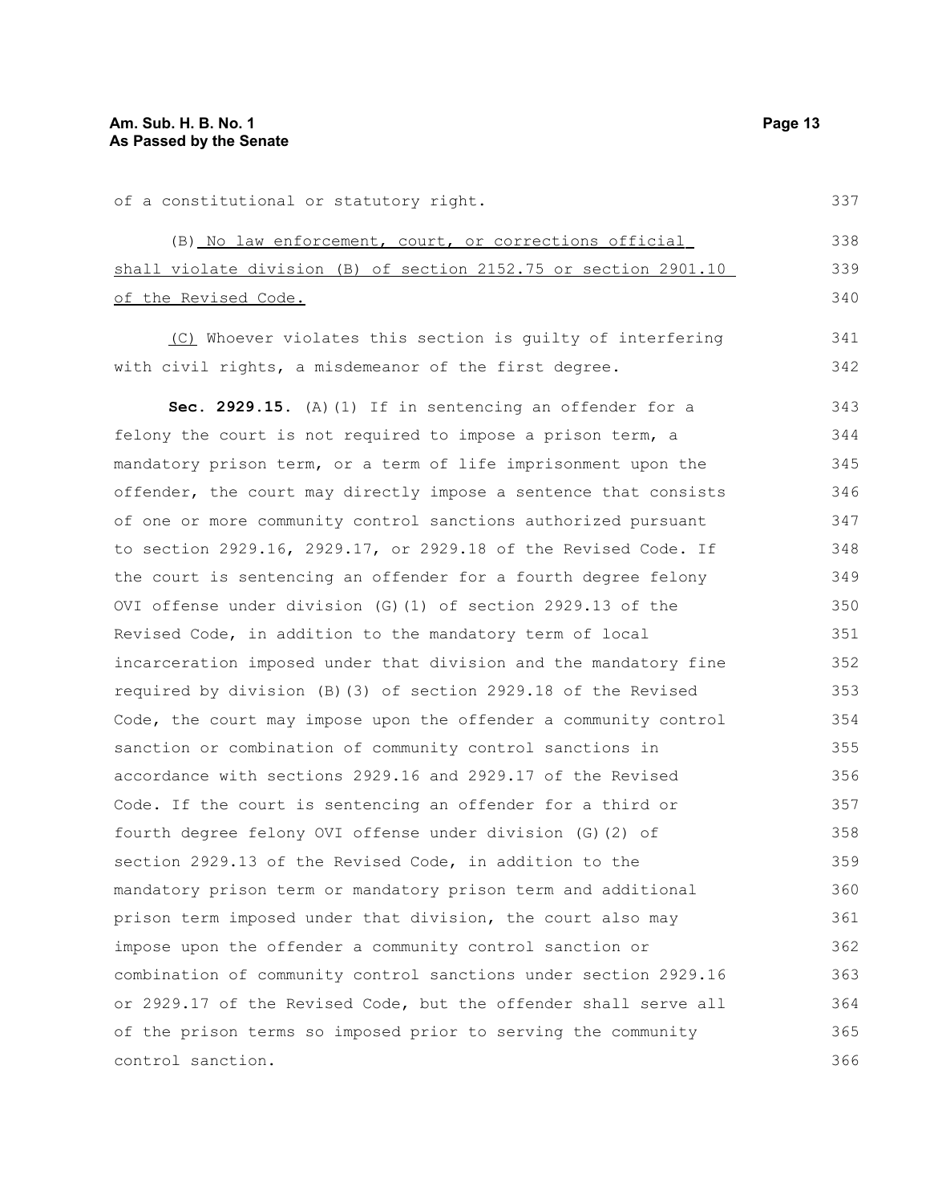of a constitutional or statutory right.

(B) No law enforcement, court, or corrections official shall violate division (B) of section 2152.75 or section 2901.10 of the Revised Code.

(C) Whoever violates this section is guilty of interfering with civil rights, a misdemeanor of the first degree.

**Sec. 2929.15.** (A)(1) If in sentencing an offender for a felony the court is not required to impose a prison term, a mandatory prison term, or a term of life imprisonment upon the offender, the court may directly impose a sentence that consists of one or more community control sanctions authorized pursuant to section 2929.16, 2929.17, or 2929.18 of the Revised Code. If the court is sentencing an offender for a fourth degree felony OVI offense under division (G)(1) of section 2929.13 of the Revised Code, in addition to the mandatory term of local incarceration imposed under that division and the mandatory fine required by division (B)(3) of section 2929.18 of the Revised Code, the court may impose upon the offender a community control sanction or combination of community control sanctions in accordance with sections 2929.16 and 2929.17 of the Revised Code. If the court is sentencing an offender for a third or fourth degree felony OVI offense under division (G)(2) of section 2929.13 of the Revised Code, in addition to the mandatory prison term or mandatory prison term and additional prison term imposed under that division, the court also may impose upon the offender a community control sanction or combination of community control sanctions under section 2929.16 or 2929.17 of the Revised Code, but the offender shall serve all of the prison terms so imposed prior to serving the community control sanction.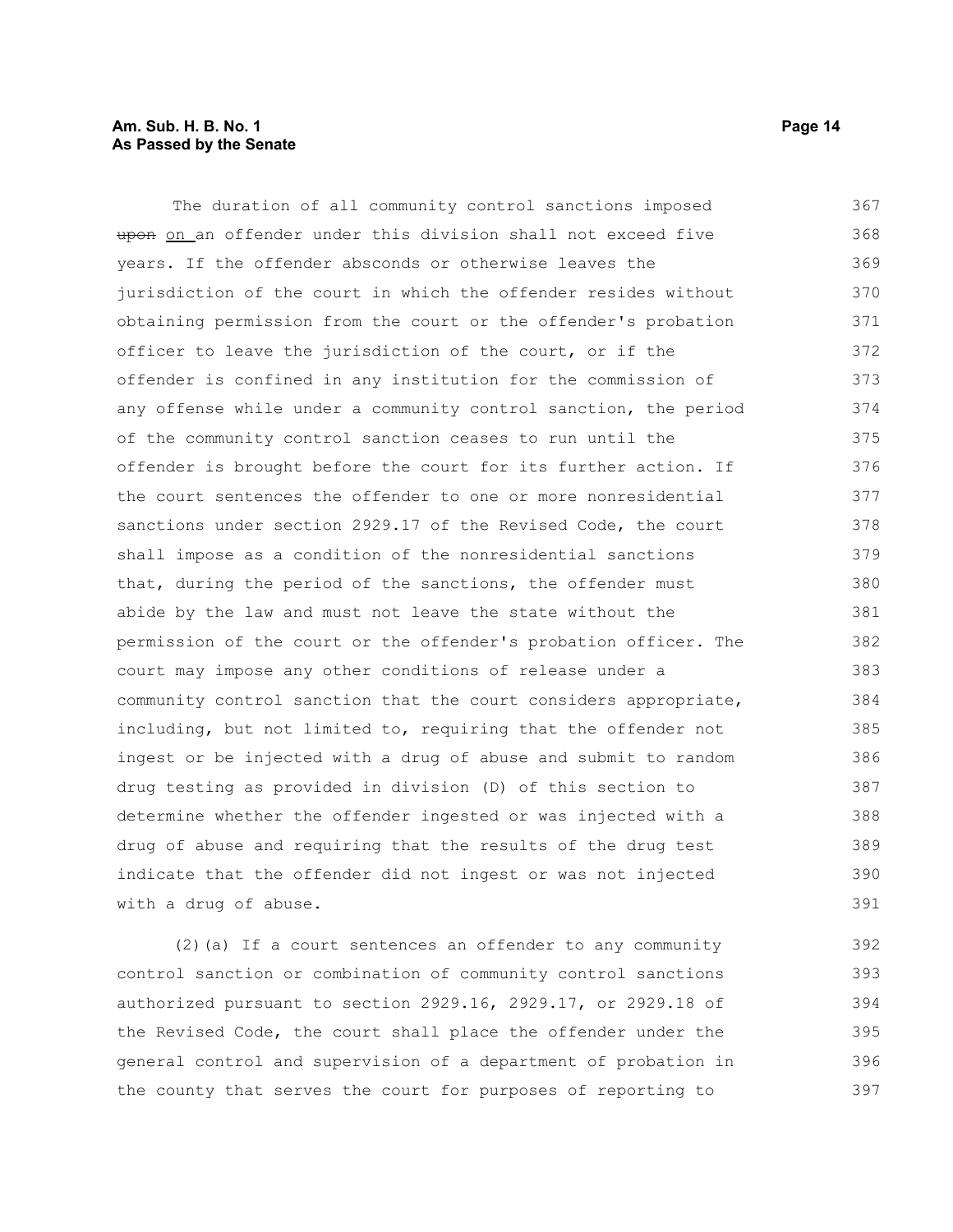The duration of all community control sanctions imposed ~~upon~~ on an offender under this division shall not exceed five years. If the offender absconds or otherwise leaves the jurisdiction of the court in which the offender resides without obtaining permission from the court or the offender's probation officer to leave the jurisdiction of the court, or if the offender is confined in any institution for the commission of any offense while under a community control sanction, the period of the community control sanction ceases to run until the offender is brought before the court for its further action. If the court sentences the offender to one or more nonresidential sanctions under section 2929.17 of the Revised Code, the court shall impose as a condition of the nonresidential sanctions that, during the period of the sanctions, the offender must abide by the law and must not leave the state without the permission of the court or the offender's probation officer. The court may impose any other conditions of release under a community control sanction that the court considers appropriate, including, but not limited to, requiring that the offender not ingest or be injected with a drug of abuse and submit to random drug testing as provided in division (D) of this section to determine whether the offender ingested or was injected with a drug of abuse and requiring that the results of the drug test indicate that the offender did not ingest or was not injected with a drug of abuse.

(2)(a) If a court sentences an offender to any community control sanction or combination of community control sanctions authorized pursuant to section 2929.16, 2929.17, or 2929.18 of the Revised Code, the court shall place the offender under the general control and supervision of a department of probation in the county that serves the court for purposes of reporting to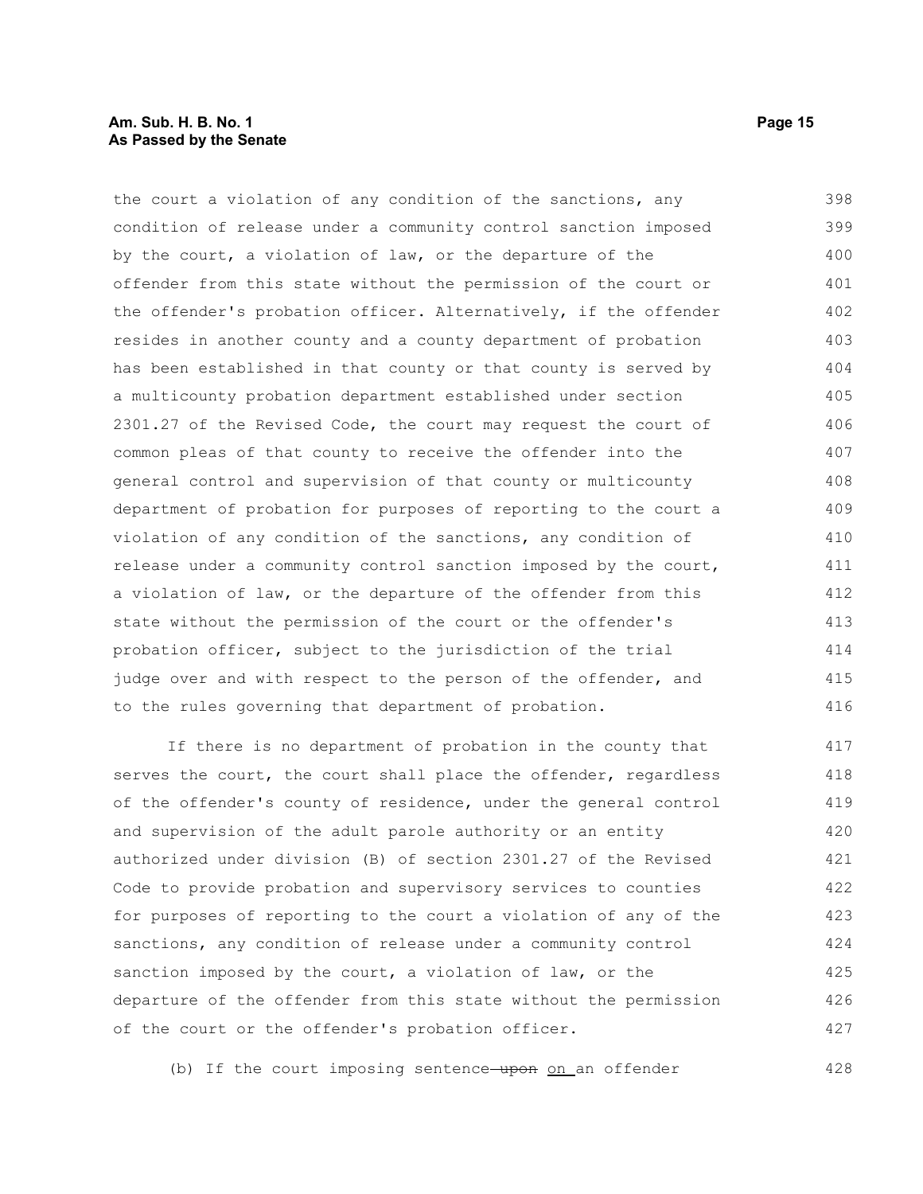the court a violation of any condition of the sanctions, any condition of release under a community control sanction imposed by the court, a violation of law, or the departure of the offender from this state without the permission of the court or the offender's probation officer. Alternatively, if the offender resides in another county and a county department of probation has been established in that county or that county is served by a multicounty probation department established under section 2301.27 of the Revised Code, the court may request the court of common pleas of that county to receive the offender into the general control and supervision of that county or multicounty department of probation for purposes of reporting to the court a violation of any condition of the sanctions, any condition of release under a community control sanction imposed by the court, a violation of law, or the departure of the offender from this state without the permission of the court or the offender's probation officer, subject to the jurisdiction of the trial judge over and with respect to the person of the offender, and to the rules governing that department of probation.

If there is no department of probation in the county that serves the court, the court shall place the offender, regardless of the offender's county of residence, under the general control and supervision of the adult parole authority or an entity authorized under division (B) of section 2301.27 of the Revised Code to provide probation and supervisory services to counties for purposes of reporting to the court a violation of any of the sanctions, any condition of release under a community control sanction imposed by the court, a violation of law, or the departure of the offender from this state without the permission of the court or the offender's probation officer.

(b) If the court imposing sentence ~~upon~~ on an offender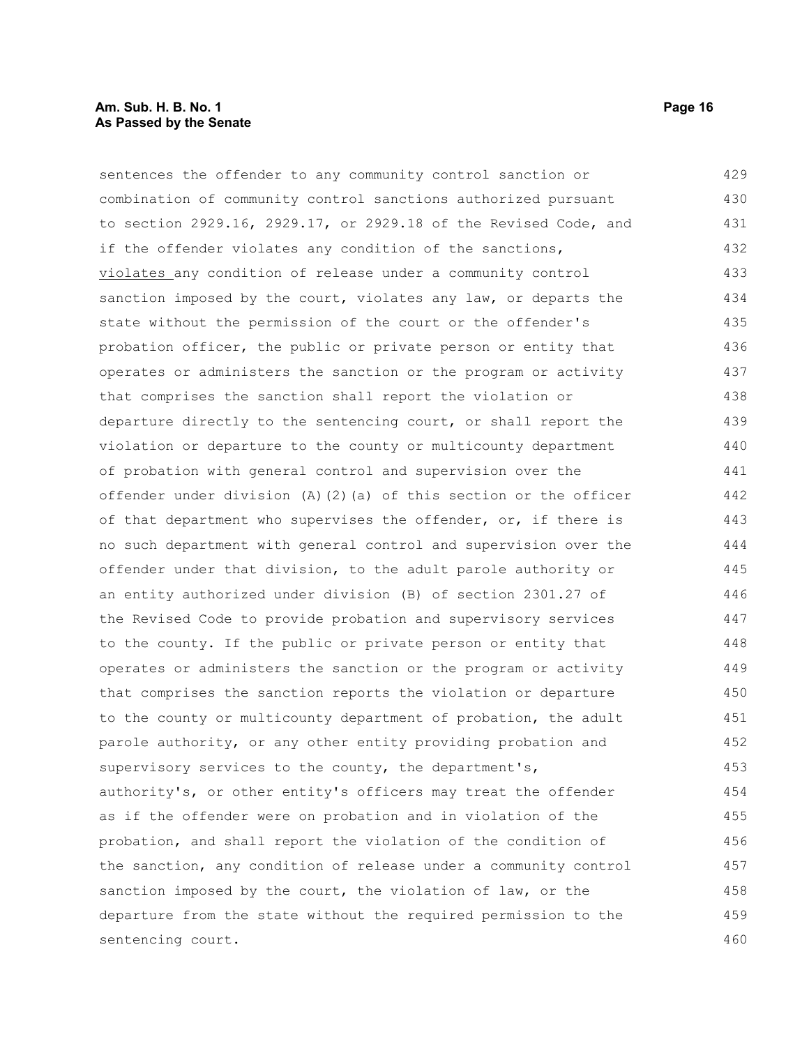sentences the offender to any community control sanction or combination of community control sanctions authorized pursuant to section 2929.16, 2929.17, or 2929.18 of the Revised Code, and if the offender violates any condition of the sanctions, violates any condition of release under a community control sanction imposed by the court, violates any law, or departs the state without the permission of the court or the offender's probation officer, the public or private person or entity that operates or administers the sanction or the program or activity that comprises the sanction shall report the violation or departure directly to the sentencing court, or shall report the violation or departure to the county or multicounty department of probation with general control and supervision over the offender under division (A)(2)(a) of this section or the officer of that department who supervises the offender, or, if there is no such department with general control and supervision over the offender under that division, to the adult parole authority or an entity authorized under division (B) of section 2301.27 of the Revised Code to provide probation and supervisory services to the county. If the public or private person or entity that operates or administers the sanction or the program or activity that comprises the sanction reports the violation or departure to the county or multicounty department of probation, the adult parole authority, or any other entity providing probation and supervisory services to the county, the department's, authority's, or other entity's officers may treat the offender as if the offender were on probation and in violation of the probation, and shall report the violation of the condition of the sanction, any condition of release under a community control sanction imposed by the court, the violation of law, or the departure from the state without the required permission to the sentencing court.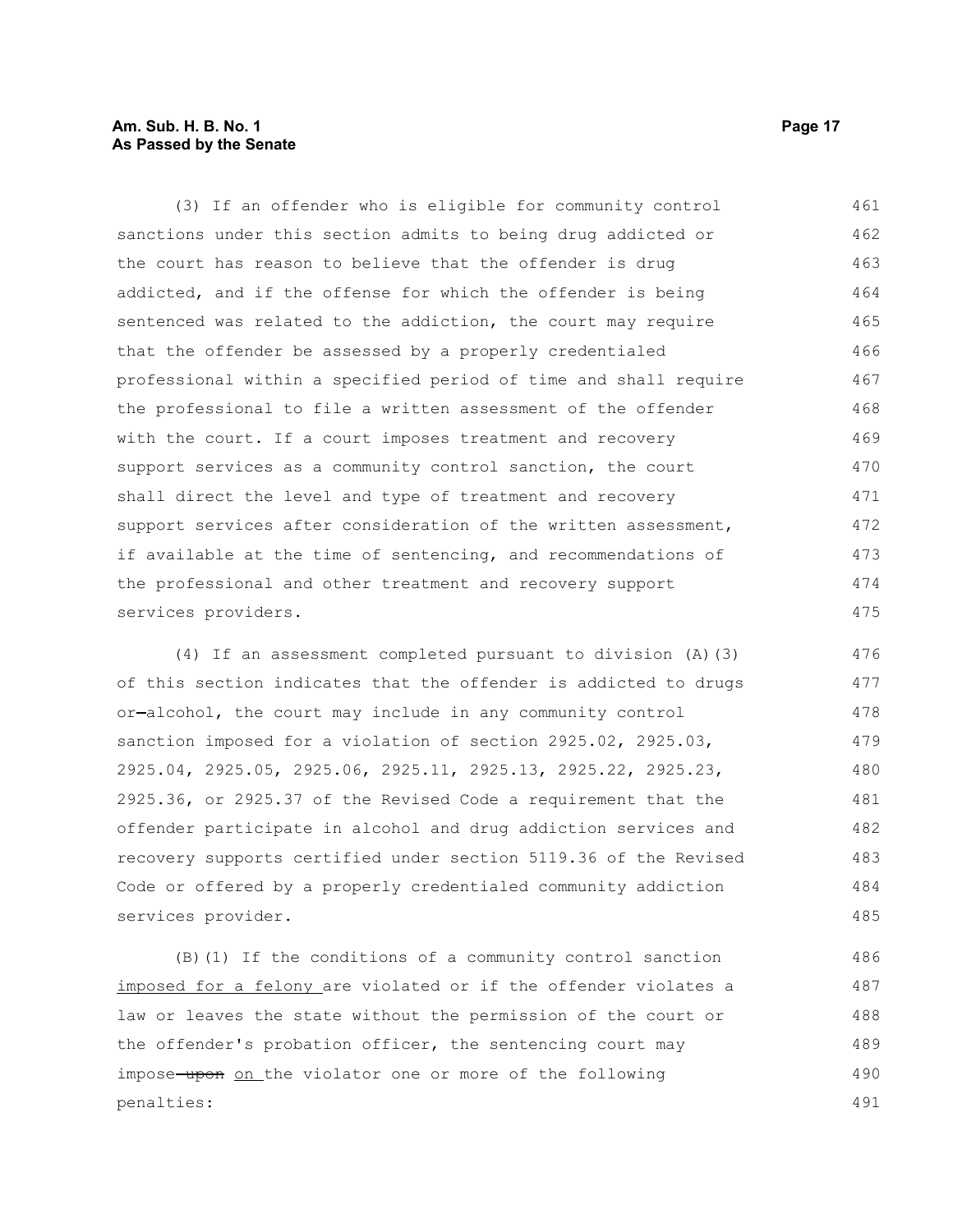(3) If an offender who is eligible for community control sanctions under this section admits to being drug addicted or the court has reason to believe that the offender is drug addicted, and if the offense for which the offender is being sentenced was related to the addiction, the court may require that the offender be assessed by a properly credentialed professional within a specified period of time and shall require the professional to file a written assessment of the offender with the court. If a court imposes treatment and recovery support services as a community control sanction, the court shall direct the level and type of treatment and recovery support services after consideration of the written assessment, if available at the time of sentencing, and recommendations of the professional and other treatment and recovery support services providers.

(4) If an assessment completed pursuant to division (A)(3) of this section indicates that the offender is addicted to drugs or alcohol, the court may include in any community control sanction imposed for a violation of section 2925.02, 2925.03, 2925.04, 2925.05, 2925.06, 2925.11, 2925.13, 2925.22, 2925.23, 2925.36, or 2925.37 of the Revised Code a requirement that the offender participate in alcohol and drug addiction services and recovery supports certified under section 5119.36 of the Revised Code or offered by a properly credentialed community addiction services provider.

(B)(1) If the conditions of a community control sanction imposed for a felony are violated or if the offender violates a law or leaves the state without the permission of the court or the offender's probation officer, the sentencing court may impose ~~upon~~ on the violator one or more of the following penalties: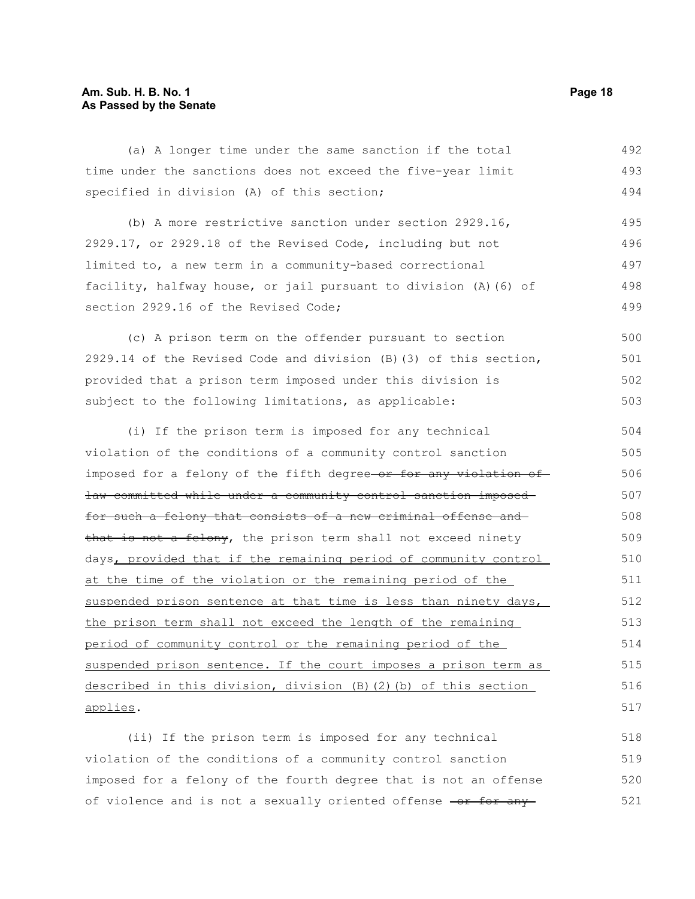(a) A longer time under the same sanction if the total time under the sanctions does not exceed the five-year limit specified in division (A) of this section;

(b) A more restrictive sanction under section 2929.16, 2929.17, or 2929.18 of the Revised Code, including but not limited to, a new term in a community-based correctional facility, halfway house, or jail pursuant to division (A)(6) of section 2929.16 of the Revised Code;

(c) A prison term on the offender pursuant to section 2929.14 of the Revised Code and division (B)(3) of this section, provided that a prison term imposed under this division is subject to the following limitations, as applicable:

(i) If the prison term is imposed for any technical violation of the conditions of a community control sanction imposed for a felony of the fifth degree ~~or for any violation of law committed while under a community control sanction imposed for such a felony that consists of a new criminal offense and that is not a felony~~, the prison term shall not exceed ninety days, provided that if the remaining period of community control at the time of the violation or the remaining period of the suspended prison sentence at that time is less than ninety days, the prison term shall not exceed the length of the remaining period of community control or the remaining period of the suspended prison sentence. If the court imposes a prison term as described in this division, division (B)(2)(b) of this section applies.

(ii) If the prison term is imposed for any technical violation of the conditions of a community control sanction imposed for a felony of the fourth degree that is not an offense of violence and is not a sexually oriented offense ~~or for any~~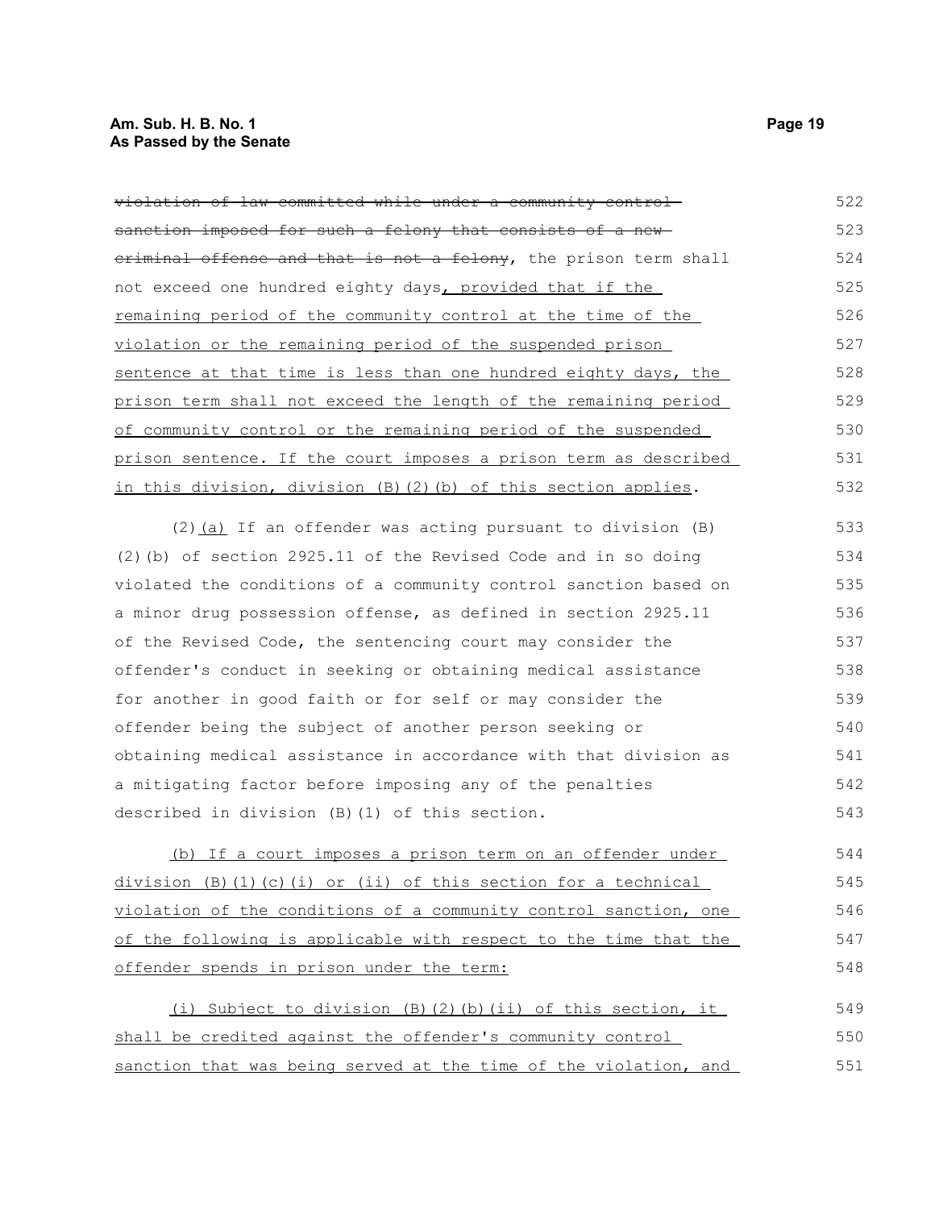~~violation of law committed while under a community control sanction imposed for such a felony that consists of a new criminal offense and that is not a felony~~, the prison term shall not exceed one hundred eighty days<u>, provided that if the remaining period of the community control at the time of the violation or the remaining period of the suspended prison sentence at that time is less than one hundred eighty days, the prison term shall not exceed the length of the remaining period of community control or the remaining period of the suspended prison sentence. If the court imposes a prison term as described in this division, division (B)(2)(b) of this section applies</u>.

(2)<u>(a)</u> If an offender was acting pursuant to division (B)(2)(b) of section 2925.11 of the Revised Code and in so doing violated the conditions of a community control sanction based on a minor drug possession offense, as defined in section 2925.11 of the Revised Code, the sentencing court may consider the offender's conduct in seeking or obtaining medical assistance for another in good faith or for self or may consider the offender being the subject of another person seeking or obtaining medical assistance in accordance with that division as a mitigating factor before imposing any of the penalties described in division (B)(1) of this section.

<u>(b) If a court imposes a prison term on an offender under division (B)(1)(c)(i) or (ii) of this section for a technical violation of the conditions of a community control sanction, one of the following is applicable with respect to the time that the offender spends in prison under the term:</u>

<u>(i) Subject to division (B)(2)(b)(ii) of this section, it shall be credited against the offender's community control sanction that was being served at the time of the violation, and</u>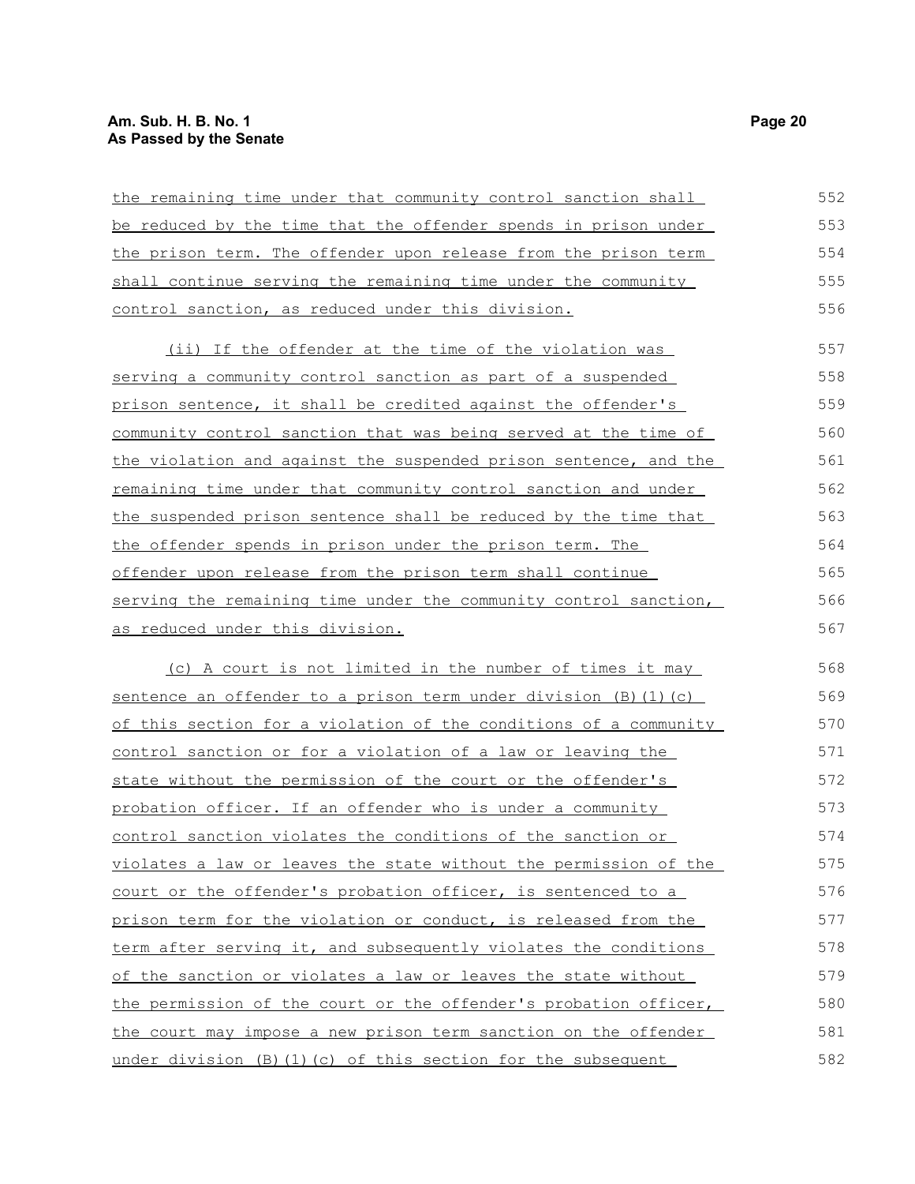the remaining time under that community control sanction shall be reduced by the time that the offender spends in prison under the prison term. The offender upon release from the prison term shall continue serving the remaining time under the community control sanction, as reduced under this division.

(ii) If the offender at the time of the violation was serving a community control sanction as part of a suspended prison sentence, it shall be credited against the offender's community control sanction that was being served at the time of the violation and against the suspended prison sentence, and the remaining time under that community control sanction and under the suspended prison sentence shall be reduced by the time that the offender spends in prison under the prison term. The offender upon release from the prison term shall continue serving the remaining time under the community control sanction, as reduced under this division.

(c) A court is not limited in the number of times it may sentence an offender to a prison term under division (B)(1)(c) of this section for a violation of the conditions of a community control sanction or for a violation of a law or leaving the state without the permission of the court or the offender's probation officer. If an offender who is under a community control sanction violates the conditions of the sanction or violates a law or leaves the state without the permission of the court or the offender's probation officer, is sentenced to a prison term for the violation or conduct, is released from the term after serving it, and subsequently violates the conditions of the sanction or violates a law or leaves the state without the permission of the court or the offender's probation officer, the court may impose a new prison term sanction on the offender under division (B)(1)(c) of this section for the subsequent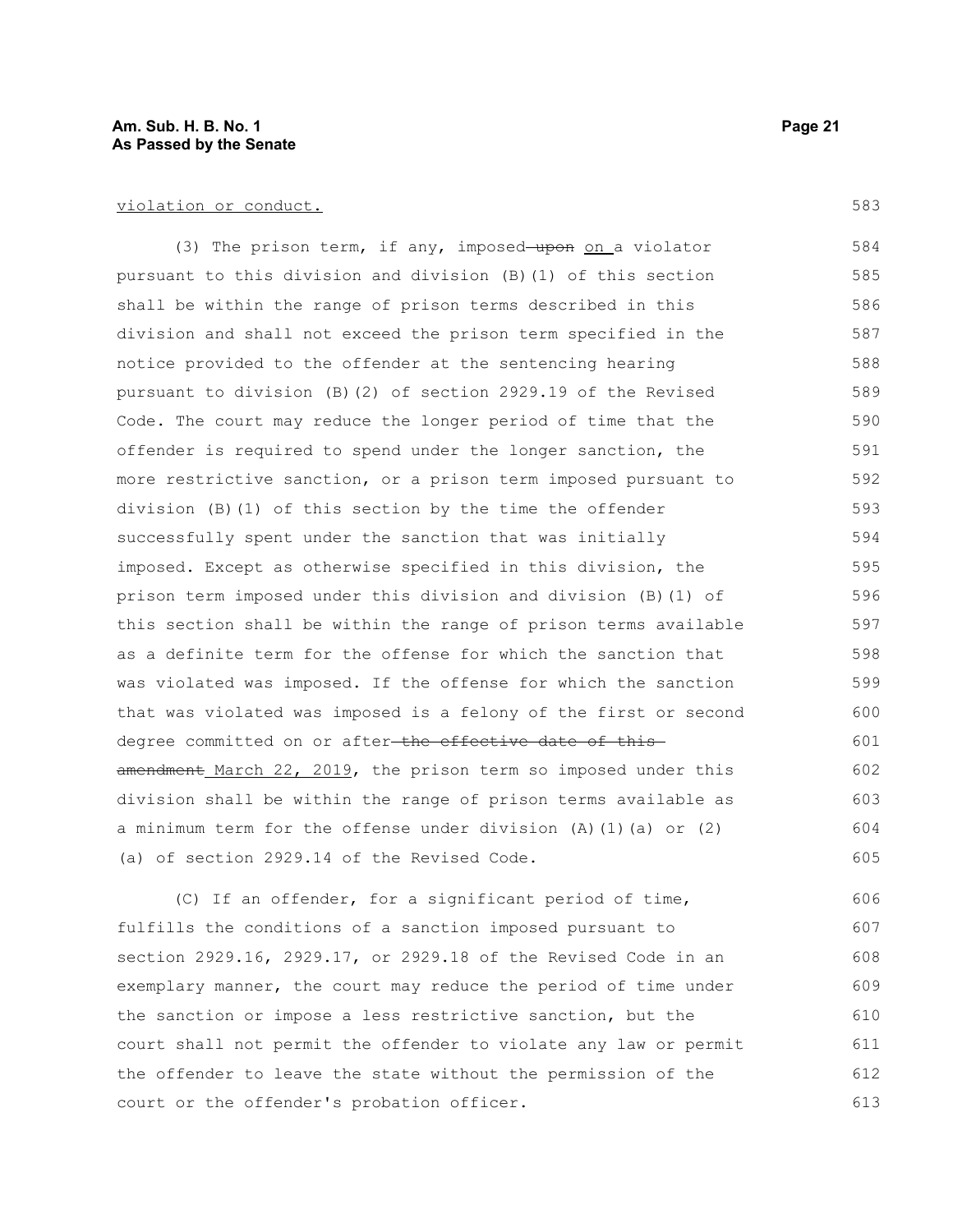violation or conduct.

(3) The prison term, if any, imposed ~~upon~~ on a violator pursuant to this division and division (B)(1) of this section shall be within the range of prison terms described in this division and shall not exceed the prison term specified in the notice provided to the offender at the sentencing hearing pursuant to division (B)(2) of section 2929.19 of the Revised Code. The court may reduce the longer period of time that the offender is required to spend under the longer sanction, the more restrictive sanction, or a prison term imposed pursuant to division (B)(1) of this section by the time the offender successfully spent under the sanction that was initially imposed. Except as otherwise specified in this division, the prison term imposed under this division and division (B)(1) of this section shall be within the range of prison terms available as a definite term for the offense for which the sanction that was violated was imposed. If the offense for which the sanction that was violated was imposed is a felony of the first or second degree committed on or after ~~the effective date of this amendment~~ March 22, 2019, the prison term so imposed under this division shall be within the range of prison terms available as a minimum term for the offense under division (A)(1)(a) or (2)(a) of section 2929.14 of the Revised Code.

(C) If an offender, for a significant period of time, fulfills the conditions of a sanction imposed pursuant to section 2929.16, 2929.17, or 2929.18 of the Revised Code in an exemplary manner, the court may reduce the period of time under the sanction or impose a less restrictive sanction, but the court shall not permit the offender to violate any law or permit the offender to leave the state without the permission of the court or the offender's probation officer.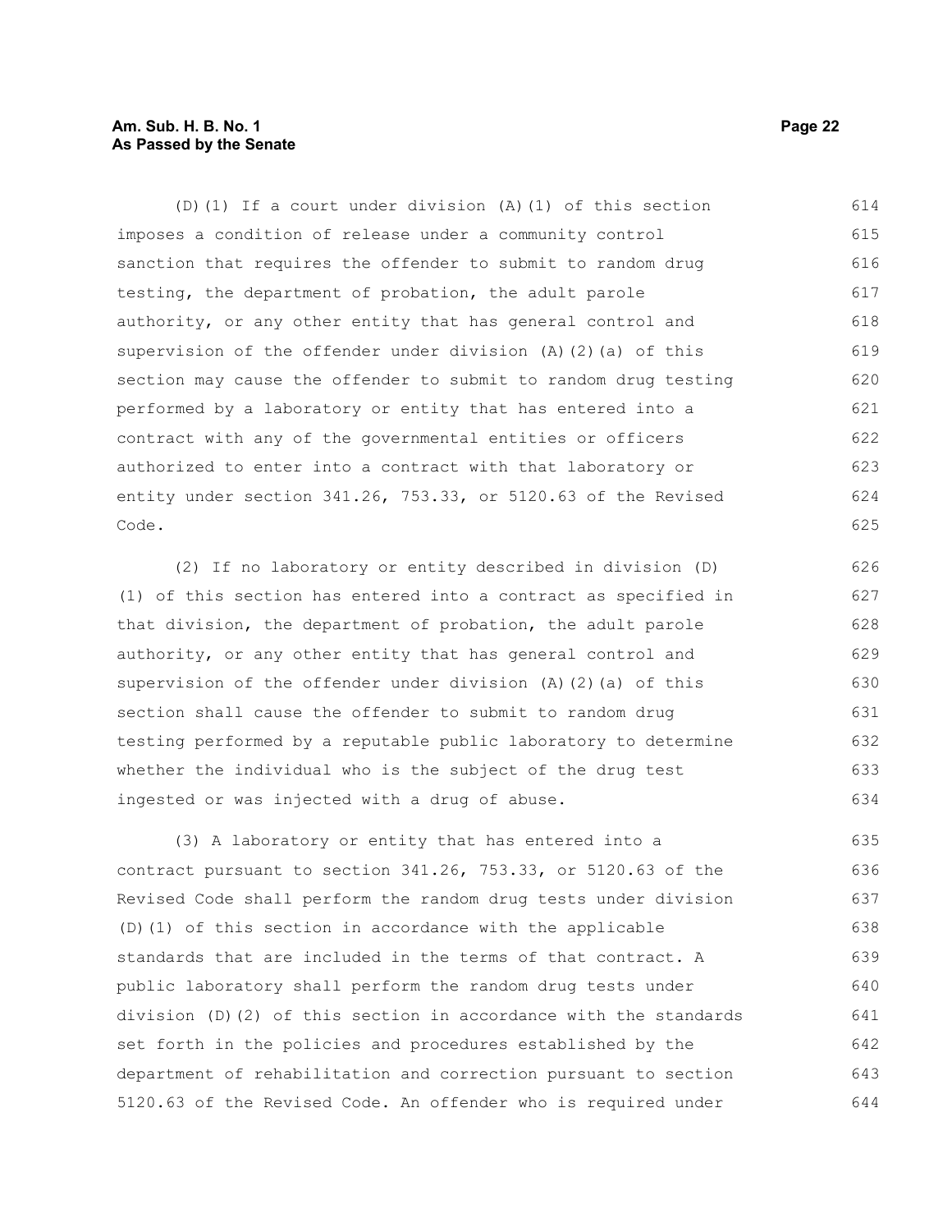(D)(1) If a court under division (A)(1) of this section imposes a condition of release under a community control sanction that requires the offender to submit to random drug testing, the department of probation, the adult parole authority, or any other entity that has general control and supervision of the offender under division (A)(2)(a) of this section may cause the offender to submit to random drug testing performed by a laboratory or entity that has entered into a contract with any of the governmental entities or officers authorized to enter into a contract with that laboratory or entity under section 341.26, 753.33, or 5120.63 of the Revised Code.

(2) If no laboratory or entity described in division (D)(1) of this section has entered into a contract as specified in that division, the department of probation, the adult parole authority, or any other entity that has general control and supervision of the offender under division (A)(2)(a) of this section shall cause the offender to submit to random drug testing performed by a reputable public laboratory to determine whether the individual who is the subject of the drug test ingested or was injected with a drug of abuse.

(3) A laboratory or entity that has entered into a contract pursuant to section 341.26, 753.33, or 5120.63 of the Revised Code shall perform the random drug tests under division (D)(1) of this section in accordance with the applicable standards that are included in the terms of that contract. A public laboratory shall perform the random drug tests under division (D)(2) of this section in accordance with the standards set forth in the policies and procedures established by the department of rehabilitation and correction pursuant to section 5120.63 of the Revised Code. An offender who is required under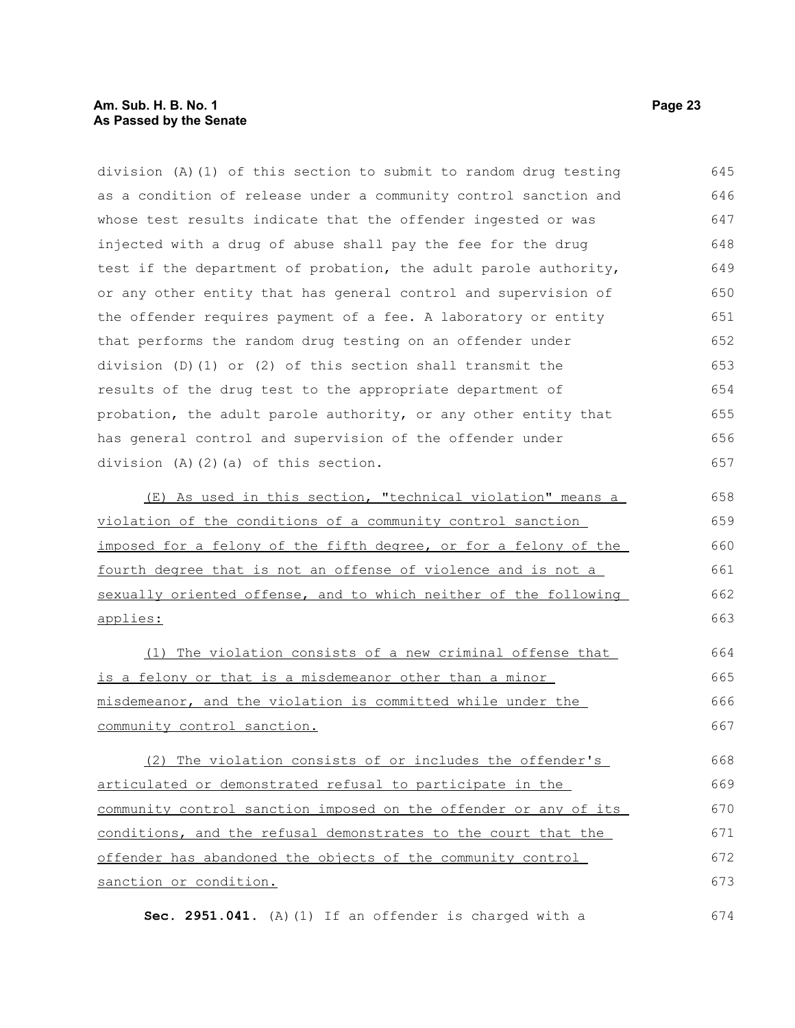division (A)(1) of this section to submit to random drug testing as a condition of release under a community control sanction and whose test results indicate that the offender ingested or was injected with a drug of abuse shall pay the fee for the drug test if the department of probation, the adult parole authority, or any other entity that has general control and supervision of the offender requires payment of a fee. A laboratory or entity that performs the random drug testing on an offender under division (D)(1) or (2) of this section shall transmit the results of the drug test to the appropriate department of probation, the adult parole authority, or any other entity that has general control and supervision of the offender under division (A)(2)(a) of this section.

(E) As used in this section, "technical violation" means a violation of the conditions of a community control sanction imposed for a felony of the fifth degree, or for a felony of the fourth degree that is not an offense of violence and is not a sexually oriented offense, and to which neither of the following applies:

(1) The violation consists of a new criminal offense that is a felony or that is a misdemeanor other than a minor misdemeanor, and the violation is committed while under the community control sanction.

(2) The violation consists of or includes the offender's articulated or demonstrated refusal to participate in the community control sanction imposed on the offender or any of its conditions, and the refusal demonstrates to the court that the offender has abandoned the objects of the community control sanction or condition.

**Sec. 2951.041.** (A)(1) If an offender is charged with a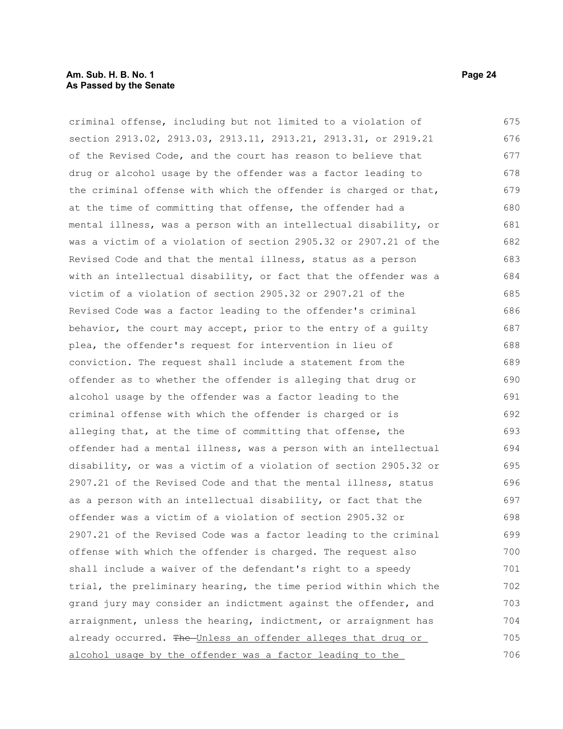criminal offense, including but not limited to a violation of section 2913.02, 2913.03, 2913.11, 2913.21, 2913.31, or 2919.21 of the Revised Code, and the court has reason to believe that drug or alcohol usage by the offender was a factor leading to the criminal offense with which the offender is charged or that, at the time of committing that offense, the offender had a mental illness, was a person with an intellectual disability, or was a victim of a violation of section 2905.32 or 2907.21 of the Revised Code and that the mental illness, status as a person with an intellectual disability, or fact that the offender was a victim of a violation of section 2905.32 or 2907.21 of the Revised Code was a factor leading to the offender's criminal behavior, the court may accept, prior to the entry of a guilty plea, the offender's request for intervention in lieu of conviction. The request shall include a statement from the offender as to whether the offender is alleging that drug or alcohol usage by the offender was a factor leading to the criminal offense with which the offender is charged or is alleging that, at the time of committing that offense, the offender had a mental illness, was a person with an intellectual disability, or was a victim of a violation of section 2905.32 or 2907.21 of the Revised Code and that the mental illness, status as a person with an intellectual disability, or fact that the offender was a victim of a violation of section 2905.32 or 2907.21 of the Revised Code was a factor leading to the criminal offense with which the offender is charged. The request also shall include a waiver of the defendant's right to a speedy trial, the preliminary hearing, the time period within which the grand jury may consider an indictment against the offender, and arraignment, unless the hearing, indictment, or arraignment has already occurred. ~~The~~ Unless an offender alleges that drug or alcohol usage by the offender was a factor leading to the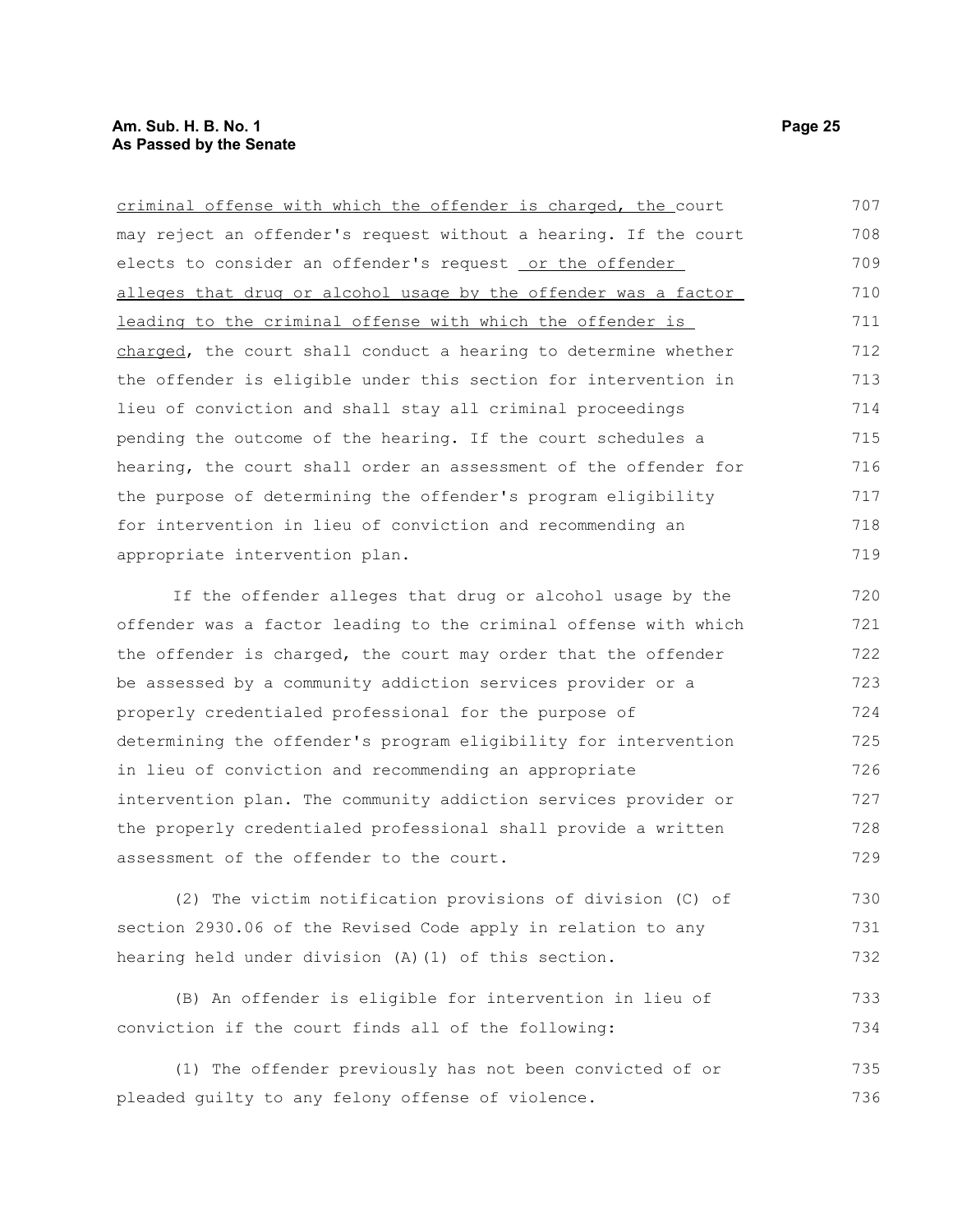criminal offense with which the offender is charged, the court may reject an offender's request without a hearing. If the court elects to consider an offender's request or the offender alleges that drug or alcohol usage by the offender was a factor leading to the criminal offense with which the offender is charged, the court shall conduct a hearing to determine whether the offender is eligible under this section for intervention in lieu of conviction and shall stay all criminal proceedings pending the outcome of the hearing. If the court schedules a hearing, the court shall order an assessment of the offender for the purpose of determining the offender's program eligibility for intervention in lieu of conviction and recommending an appropriate intervention plan.

If the offender alleges that drug or alcohol usage by the offender was a factor leading to the criminal offense with which the offender is charged, the court may order that the offender be assessed by a community addiction services provider or a properly credentialed professional for the purpose of determining the offender's program eligibility for intervention in lieu of conviction and recommending an appropriate intervention plan. The community addiction services provider or the properly credentialed professional shall provide a written assessment of the offender to the court.

(2) The victim notification provisions of division (C) of section 2930.06 of the Revised Code apply in relation to any hearing held under division (A)(1) of this section.

(B) An offender is eligible for intervention in lieu of conviction if the court finds all of the following:

(1) The offender previously has not been convicted of or pleaded guilty to any felony offense of violence.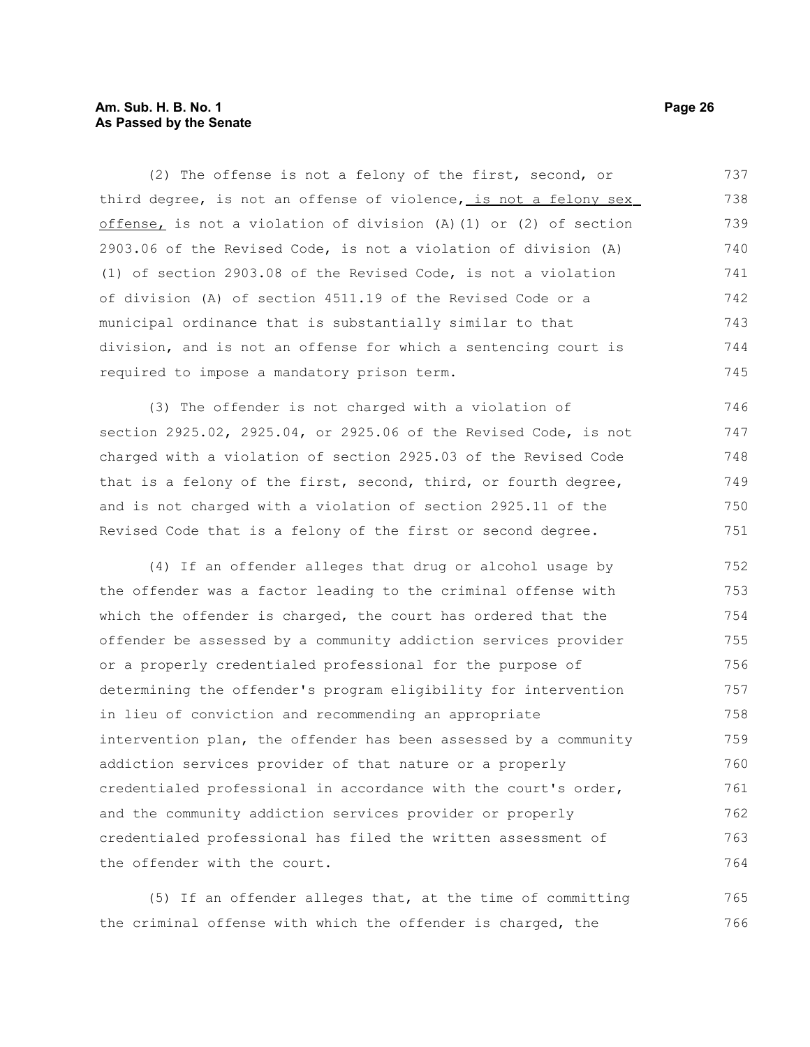(2) The offense is not a felony of the first, second, or third degree, is not an offense of violence, is not a felony sex offense, is not a violation of division (A)(1) or (2) of section 2903.06 of the Revised Code, is not a violation of division (A)(1) of section 2903.08 of the Revised Code, is not a violation of division (A) of section 4511.19 of the Revised Code or a municipal ordinance that is substantially similar to that division, and is not an offense for which a sentencing court is required to impose a mandatory prison term.

(3) The offender is not charged with a violation of section 2925.02, 2925.04, or 2925.06 of the Revised Code, is not charged with a violation of section 2925.03 of the Revised Code that is a felony of the first, second, third, or fourth degree, and is not charged with a violation of section 2925.11 of the Revised Code that is a felony of the first or second degree.

(4) If an offender alleges that drug or alcohol usage by the offender was a factor leading to the criminal offense with which the offender is charged, the court has ordered that the offender be assessed by a community addiction services provider or a properly credentialed professional for the purpose of determining the offender's program eligibility for intervention in lieu of conviction and recommending an appropriate intervention plan, the offender has been assessed by a community addiction services provider of that nature or a properly credentialed professional in accordance with the court's order, and the community addiction services provider or properly credentialed professional has filed the written assessment of the offender with the court.

(5) If an offender alleges that, at the time of committing the criminal offense with which the offender is charged, the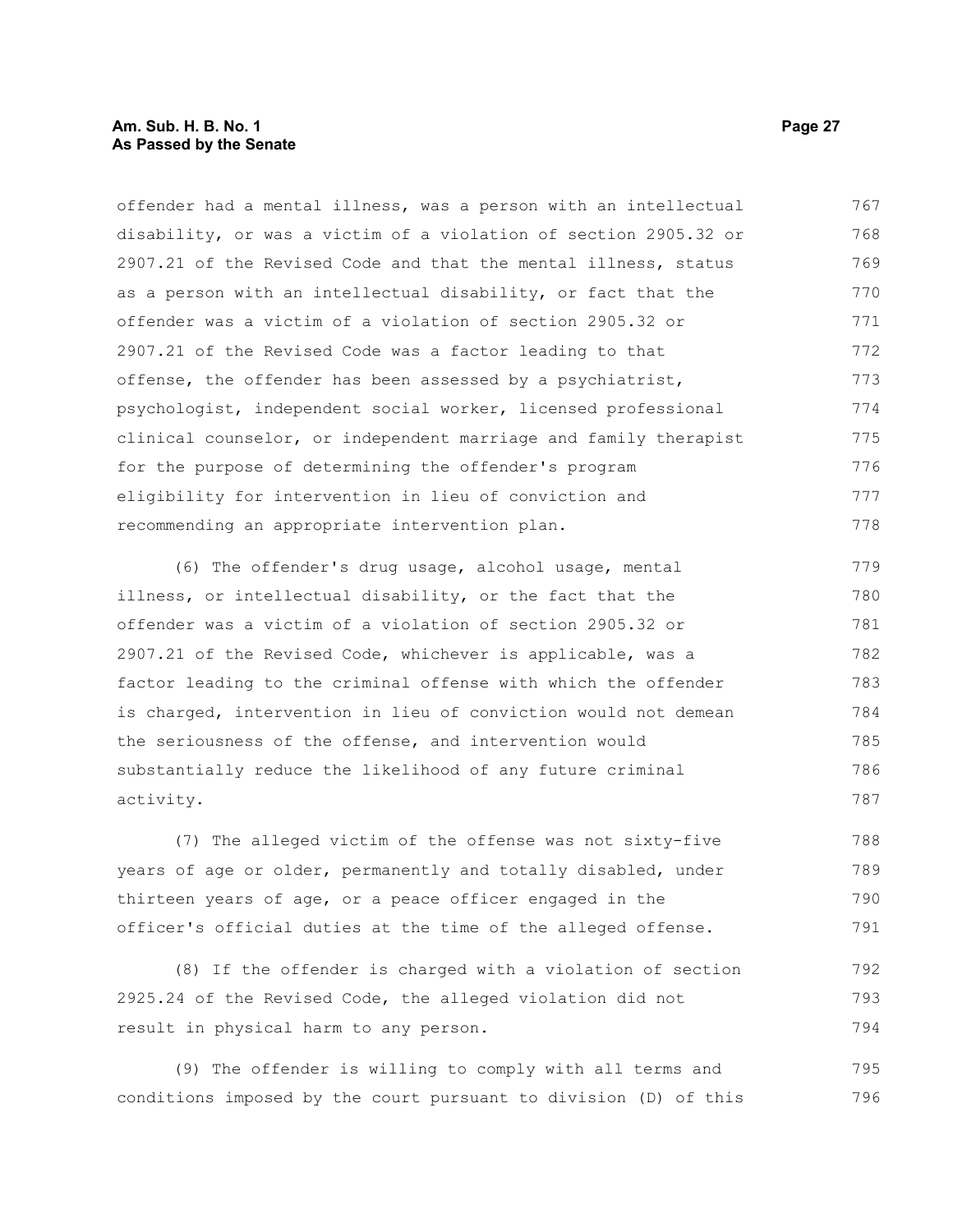offender had a mental illness, was a person with an intellectual disability, or was a victim of a violation of section 2905.32 or 2907.21 of the Revised Code and that the mental illness, status as a person with an intellectual disability, or fact that the offender was a victim of a violation of section 2905.32 or 2907.21 of the Revised Code was a factor leading to that offense, the offender has been assessed by a psychiatrist, psychologist, independent social worker, licensed professional clinical counselor, or independent marriage and family therapist for the purpose of determining the offender's program eligibility for intervention in lieu of conviction and recommending an appropriate intervention plan.

(6) The offender's drug usage, alcohol usage, mental illness, or intellectual disability, or the fact that the offender was a victim of a violation of section 2905.32 or 2907.21 of the Revised Code, whichever is applicable, was a factor leading to the criminal offense with which the offender is charged, intervention in lieu of conviction would not demean the seriousness of the offense, and intervention would substantially reduce the likelihood of any future criminal activity.

(7) The alleged victim of the offense was not sixty-five years of age or older, permanently and totally disabled, under thirteen years of age, or a peace officer engaged in the officer's official duties at the time of the alleged offense.

(8) If the offender is charged with a violation of section 2925.24 of the Revised Code, the alleged violation did not result in physical harm to any person.

(9) The offender is willing to comply with all terms and conditions imposed by the court pursuant to division (D) of this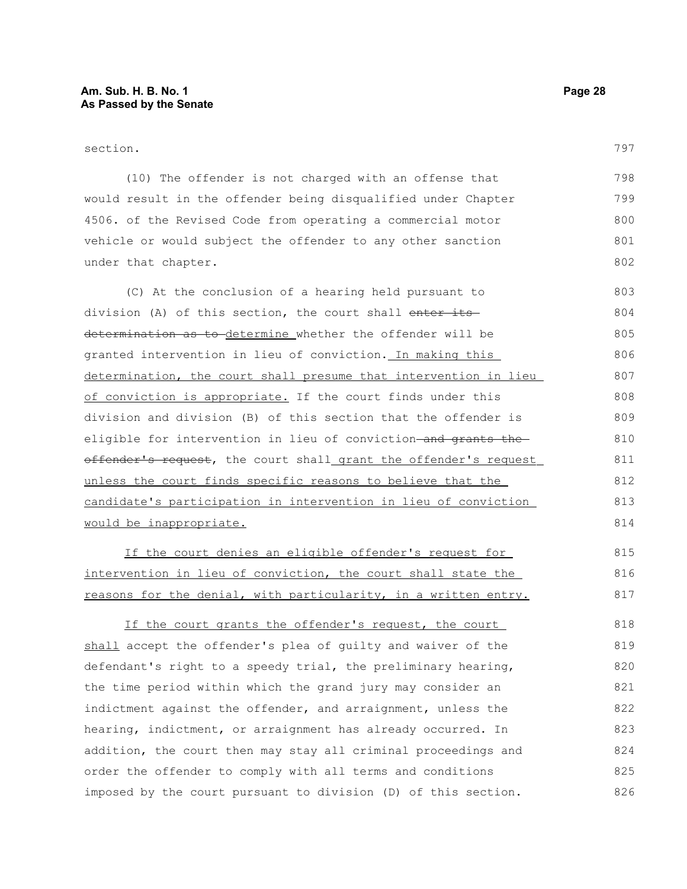section.

(10) The offender is not charged with an offense that would result in the offender being disqualified under Chapter 4506. of the Revised Code from operating a commercial motor vehicle or would subject the offender to any other sanction under that chapter.

(C) At the conclusion of a hearing held pursuant to division (A) of this section, the court shall ~~enter its determination as to~~ determine whether the offender will be granted intervention in lieu of conviction. In making this determination, the court shall presume that intervention in lieu of conviction is appropriate. If the court finds under this division and division (B) of this section that the offender is eligible for intervention in lieu of conviction ~~and grants the offender's request~~, the court shall grant the offender's request unless the court finds specific reasons to believe that the candidate's participation in intervention in lieu of conviction would be inappropriate.

If the court denies an eligible offender's request for intervention in lieu of conviction, the court shall state the reasons for the denial, with particularity, in a written entry.

If the court grants the offender's request, the court shall accept the offender's plea of guilty and waiver of the defendant's right to a speedy trial, the preliminary hearing, the time period within which the grand jury may consider an indictment against the offender, and arraignment, unless the hearing, indictment, or arraignment has already occurred. In addition, the court then may stay all criminal proceedings and order the offender to comply with all terms and conditions imposed by the court pursuant to division (D) of this section.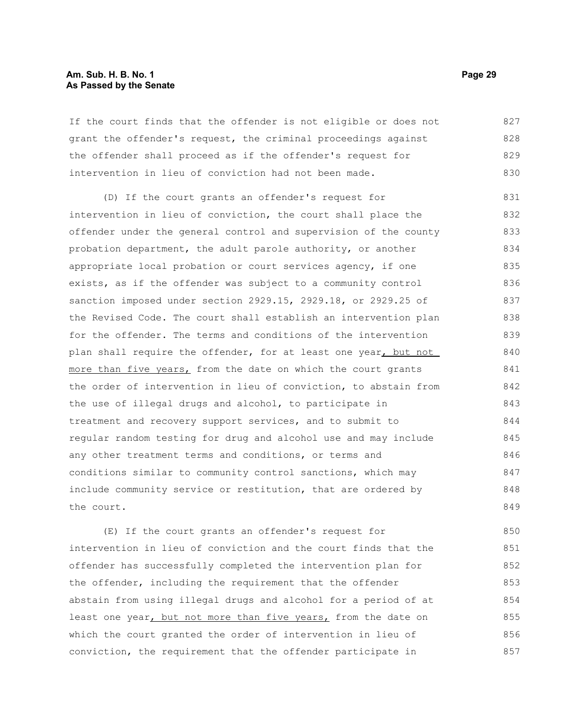If the court finds that the offender is not eligible or does not grant the offender's request, the criminal proceedings against the offender shall proceed as if the offender's request for intervention in lieu of conviction had not been made.

(D) If the court grants an offender's request for intervention in lieu of conviction, the court shall place the offender under the general control and supervision of the county probation department, the adult parole authority, or another appropriate local probation or court services agency, if one exists, as if the offender was subject to a community control sanction imposed under section 2929.15, 2929.18, or 2929.25 of the Revised Code. The court shall establish an intervention plan for the offender. The terms and conditions of the intervention plan shall require the offender, for at least one year, but not more than five years, from the date on which the court grants the order of intervention in lieu of conviction, to abstain from the use of illegal drugs and alcohol, to participate in treatment and recovery support services, and to submit to regular random testing for drug and alcohol use and may include any other treatment terms and conditions, or terms and conditions similar to community control sanctions, which may include community service or restitution, that are ordered by the court.

(E) If the court grants an offender's request for intervention in lieu of conviction and the court finds that the offender has successfully completed the intervention plan for the offender, including the requirement that the offender abstain from using illegal drugs and alcohol for a period of at least one year, but not more than five years, from the date on which the court granted the order of intervention in lieu of conviction, the requirement that the offender participate in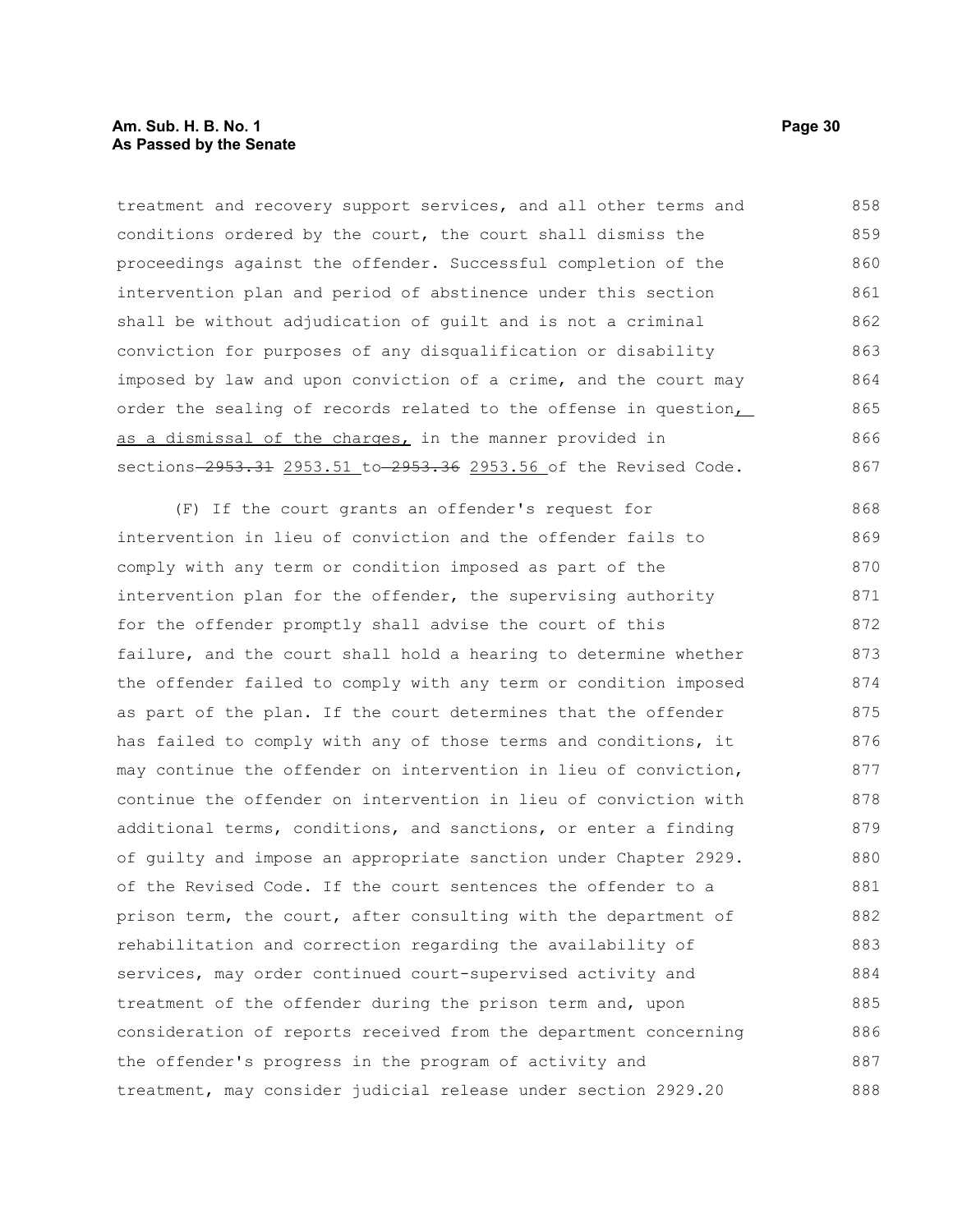treatment and recovery support services, and all other terms and conditions ordered by the court, the court shall dismiss the proceedings against the offender. Successful completion of the intervention plan and period of abstinence under this section shall be without adjudication of guilt and is not a criminal conviction for purposes of any disqualification or disability imposed by law and upon conviction of a crime, and the court may order the sealing of records related to the offense in question, as a dismissal of the charges, in the manner provided in sections ~~2953.31~~ 2953.51 to ~~2953.36~~ 2953.56 of the Revised Code.

(F) If the court grants an offender's request for intervention in lieu of conviction and the offender fails to comply with any term or condition imposed as part of the intervention plan for the offender, the supervising authority for the offender promptly shall advise the court of this failure, and the court shall hold a hearing to determine whether the offender failed to comply with any term or condition imposed as part of the plan. If the court determines that the offender has failed to comply with any of those terms and conditions, it may continue the offender on intervention in lieu of conviction, continue the offender on intervention in lieu of conviction with additional terms, conditions, and sanctions, or enter a finding of guilty and impose an appropriate sanction under Chapter 2929. of the Revised Code. If the court sentences the offender to a prison term, the court, after consulting with the department of rehabilitation and correction regarding the availability of services, may order continued court-supervised activity and treatment of the offender during the prison term and, upon consideration of reports received from the department concerning the offender's progress in the program of activity and treatment, may consider judicial release under section 2929.20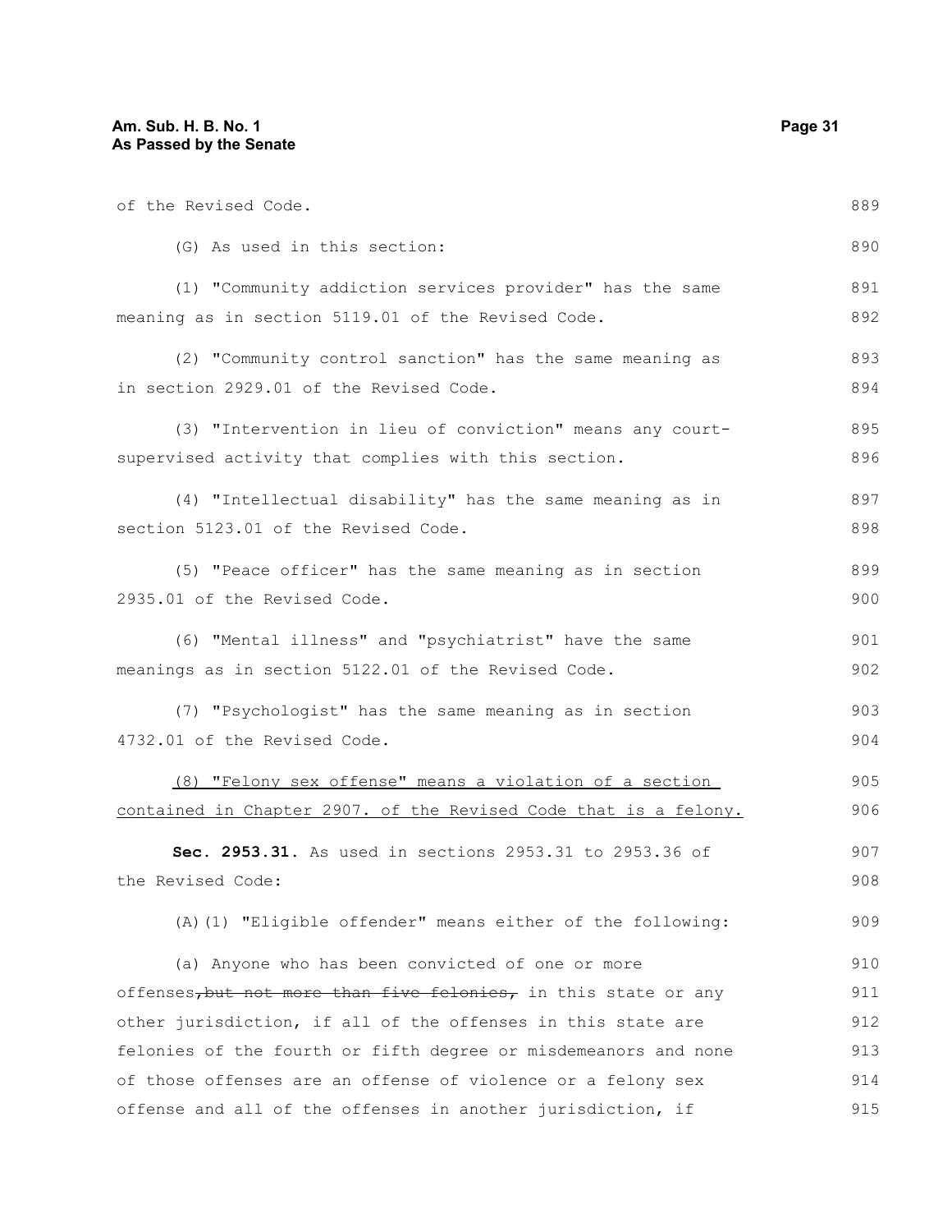of the Revised Code.

(G) As used in this section:

(1) "Community addiction services provider" has the same meaning as in section 5119.01 of the Revised Code.

(2) "Community control sanction" has the same meaning as in section 2929.01 of the Revised Code.

(3) "Intervention in lieu of conviction" means any court-supervised activity that complies with this section.

(4) "Intellectual disability" has the same meaning as in section 5123.01 of the Revised Code.

(5) "Peace officer" has the same meaning as in section 2935.01 of the Revised Code.

(6) "Mental illness" and "psychiatrist" have the same meanings as in section 5122.01 of the Revised Code.

(7) "Psychologist" has the same meaning as in section 4732.01 of the Revised Code.

<u>(8) "Felony sex offense" means a violation of a section contained in Chapter 2907. of the Revised Code that is a felony.</u>

**Sec. 2953.31.** As used in sections 2953.31 to 2953.36 of the Revised Code:

(A)(1) "Eligible offender" means either of the following:

(a) Anyone who has been convicted of one or more offenses~~, but not more than five felonies,~~ in this state or any other jurisdiction, if all of the offenses in this state are felonies of the fourth or fifth degree or misdemeanors and none of those offenses are an offense of violence or a felony sex offense and all of the offenses in another jurisdiction, if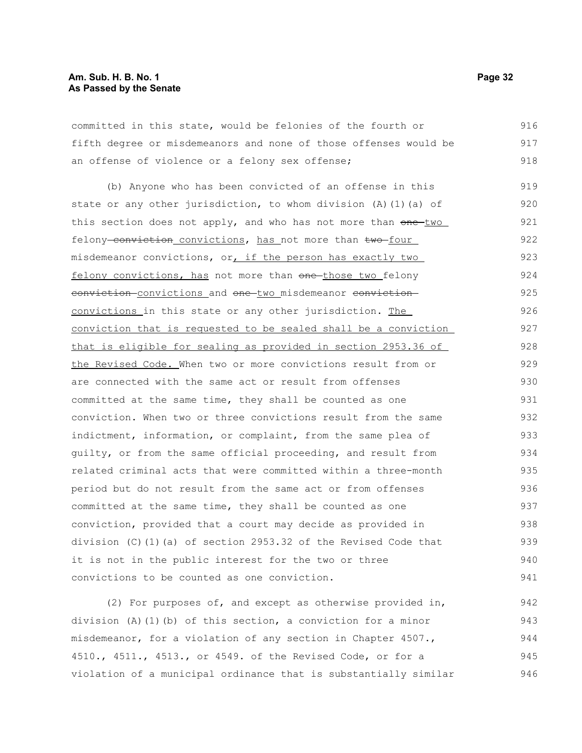committed in this state, would be felonies of the fourth or fifth degree or misdemeanors and none of those offenses would be an offense of violence or a felony sex offense;

(b) Anyone who has been convicted of an offense in this state or any other jurisdiction, to whom division (A)(1)(a) of this section does not apply, and who has not more than ~~one~~ <u>two</u> felony ~~conviction~~ <u>convictions</u>, <u>has</u> not more than ~~two~~ <u>four</u> misdemeanor convictions, or<u>, if the person has exactly two felony convictions, has</u> not more than ~~one~~ <u>those two</u> felony ~~conviction~~ <u>convictions</u> and ~~one~~ <u>two</u> misdemeanor ~~conviction~~ <u>convictions</u> in this state or any other jurisdiction. <u>The conviction that is requested to be sealed shall be a conviction that is eligible for sealing as provided in section 2953.36 of the Revised Code.</u> When two or more convictions result from or are connected with the same act or result from offenses committed at the same time, they shall be counted as one conviction. When two or three convictions result from the same indictment, information, or complaint, from the same plea of guilty, or from the same official proceeding, and result from related criminal acts that were committed within a three-month period but do not result from the same act or from offenses committed at the same time, they shall be counted as one conviction, provided that a court may decide as provided in division (C)(1)(a) of section 2953.32 of the Revised Code that it is not in the public interest for the two or three convictions to be counted as one conviction.

(2) For purposes of, and except as otherwise provided in, division (A)(1)(b) of this section, a conviction for a minor misdemeanor, for a violation of any section in Chapter 4507., 4510., 4511., 4513., or 4549. of the Revised Code, or for a violation of a municipal ordinance that is substantially similar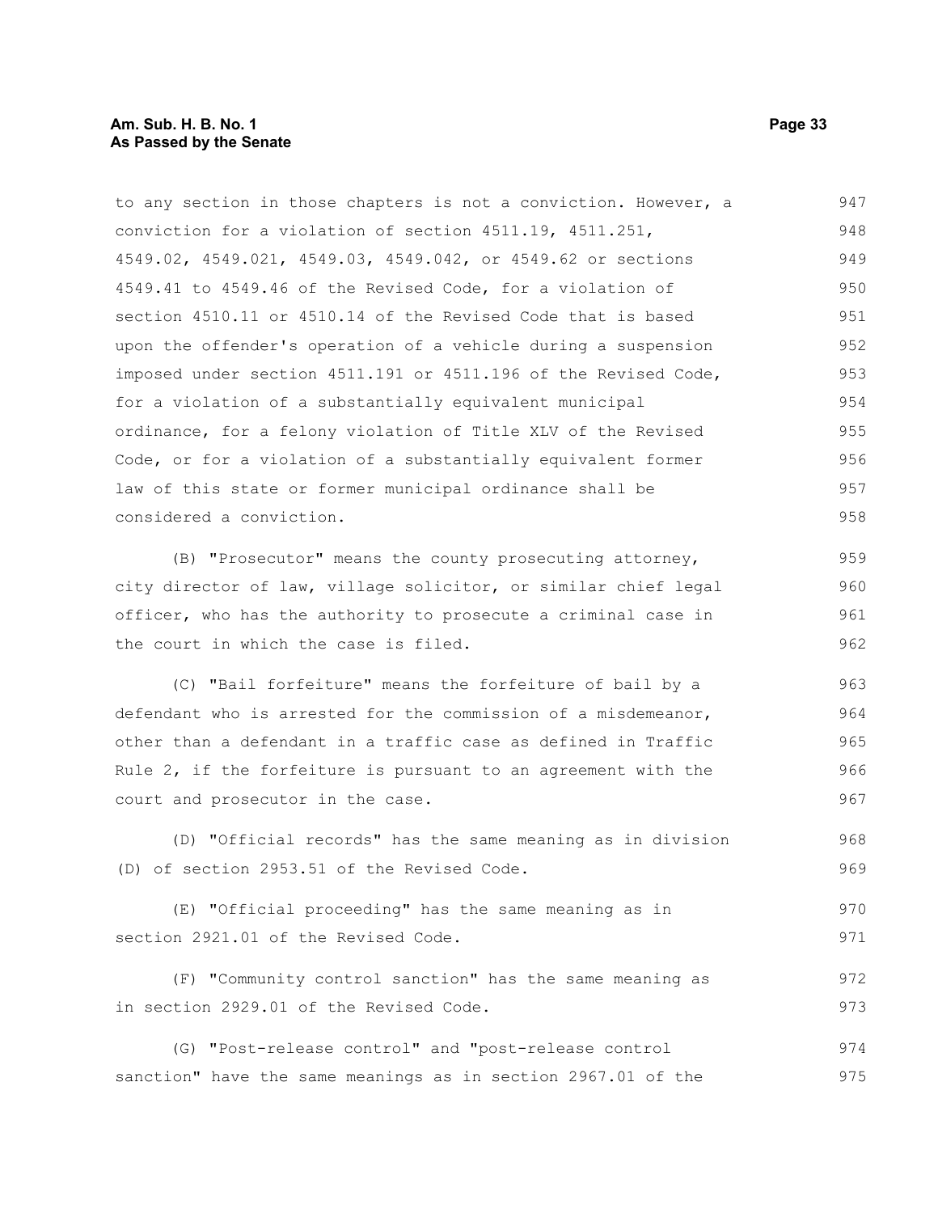to any section in those chapters is not a conviction. However, a conviction for a violation of section 4511.19, 4511.251, 4549.02, 4549.021, 4549.03, 4549.042, or 4549.62 or sections 4549.41 to 4549.46 of the Revised Code, for a violation of section 4510.11 or 4510.14 of the Revised Code that is based upon the offender's operation of a vehicle during a suspension imposed under section 4511.191 or 4511.196 of the Revised Code, for a violation of a substantially equivalent municipal ordinance, for a felony violation of Title XLV of the Revised Code, or for a violation of a substantially equivalent former law of this state or former municipal ordinance shall be considered a conviction.

(B) "Prosecutor" means the county prosecuting attorney, city director of law, village solicitor, or similar chief legal officer, who has the authority to prosecute a criminal case in the court in which the case is filed.

(C) "Bail forfeiture" means the forfeiture of bail by a defendant who is arrested for the commission of a misdemeanor, other than a defendant in a traffic case as defined in Traffic Rule 2, if the forfeiture is pursuant to an agreement with the court and prosecutor in the case.

(D) "Official records" has the same meaning as in division (D) of section 2953.51 of the Revised Code.

(E) "Official proceeding" has the same meaning as in section 2921.01 of the Revised Code.

(F) "Community control sanction" has the same meaning as in section 2929.01 of the Revised Code.

(G) "Post-release control" and "post-release control sanction" have the same meanings as in section 2967.01 of the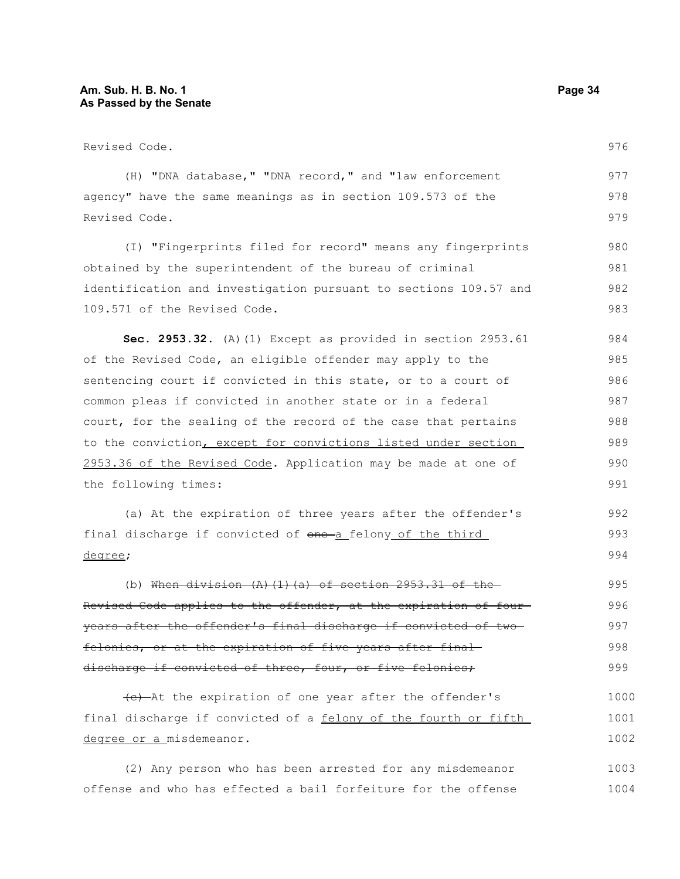Revised Code.

(H) "DNA database," "DNA record," and "law enforcement agency" have the same meanings as in section 109.573 of the Revised Code.

(I) "Fingerprints filed for record" means any fingerprints obtained by the superintendent of the bureau of criminal identification and investigation pursuant to sections 109.57 and 109.571 of the Revised Code.

**Sec. 2953.32.** (A)(1) Except as provided in section 2953.61 of the Revised Code, an eligible offender may apply to the sentencing court if convicted in this state, or to a court of common pleas if convicted in another state or in a federal court, for the sealing of the record of the case that pertains to the conviction<u>, except for convictions listed under section 2953.36 of the Revised Code</u>. Application may be made at one of the following times:

(a) At the expiration of three years after the offender's final discharge if convicted of ~~one~~ <u>a</u> felony <u>of the third degree</u>;

(b) ~~When division (A)(1)(a) of section 2953.31 of the Revised Code applies to the offender, at the expiration of four years after the offender's final discharge if convicted of two felonies, or at the expiration of five years after final discharge if convicted of three, four, or five felonies;~~

~~(c)~~ At the expiration of one year after the offender's final discharge if convicted of a <u>felony of the fourth or fifth degree or a</u> misdemeanor.

(2) Any person who has been arrested for any misdemeanor offense and who has effected a bail forfeiture for the offense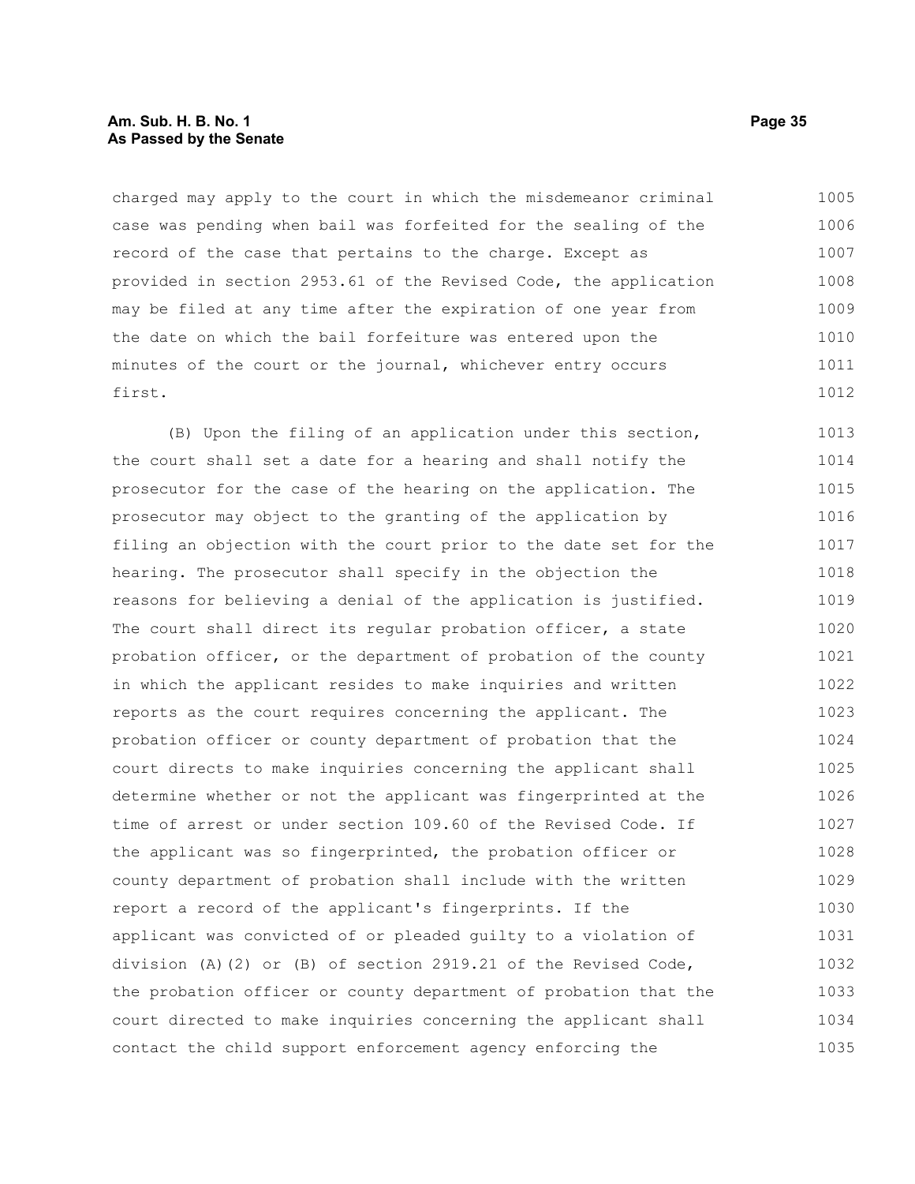charged may apply to the court in which the misdemeanor criminal case was pending when bail was forfeited for the sealing of the record of the case that pertains to the charge. Except as provided in section 2953.61 of the Revised Code, the application may be filed at any time after the expiration of one year from the date on which the bail forfeiture was entered upon the minutes of the court or the journal, whichever entry occurs first.

(B) Upon the filing of an application under this section, the court shall set a date for a hearing and shall notify the prosecutor for the case of the hearing on the application. The prosecutor may object to the granting of the application by filing an objection with the court prior to the date set for the hearing. The prosecutor shall specify in the objection the reasons for believing a denial of the application is justified. The court shall direct its regular probation officer, a state probation officer, or the department of probation of the county in which the applicant resides to make inquiries and written reports as the court requires concerning the applicant. The probation officer or county department of probation that the court directs to make inquiries concerning the applicant shall determine whether or not the applicant was fingerprinted at the time of arrest or under section 109.60 of the Revised Code. If the applicant was so fingerprinted, the probation officer or county department of probation shall include with the written report a record of the applicant's fingerprints. If the applicant was convicted of or pleaded guilty to a violation of division (A)(2) or (B) of section 2919.21 of the Revised Code, the probation officer or county department of probation that the court directed to make inquiries concerning the applicant shall contact the child support enforcement agency enforcing the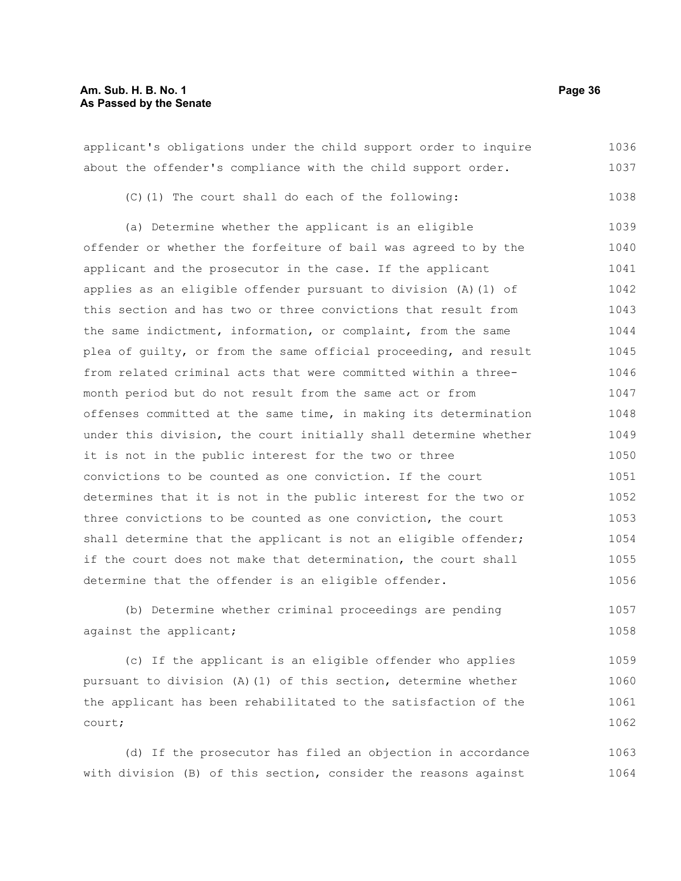applicant's obligations under the child support order to inquire about the offender's compliance with the child support order.

(C)(1) The court shall do each of the following:

(a) Determine whether the applicant is an eligible offender or whether the forfeiture of bail was agreed to by the applicant and the prosecutor in the case. If the applicant applies as an eligible offender pursuant to division (A)(1) of this section and has two or three convictions that result from the same indictment, information, or complaint, from the same plea of guilty, or from the same official proceeding, and result from related criminal acts that were committed within a three-month period but do not result from the same act or from offenses committed at the same time, in making its determination under this division, the court initially shall determine whether it is not in the public interest for the two or three convictions to be counted as one conviction. If the court determines that it is not in the public interest for the two or three convictions to be counted as one conviction, the court shall determine that the applicant is not an eligible offender; if the court does not make that determination, the court shall determine that the offender is an eligible offender.

(b) Determine whether criminal proceedings are pending against the applicant;

(c) If the applicant is an eligible offender who applies pursuant to division (A)(1) of this section, determine whether the applicant has been rehabilitated to the satisfaction of the court;

(d) If the prosecutor has filed an objection in accordance with division (B) of this section, consider the reasons against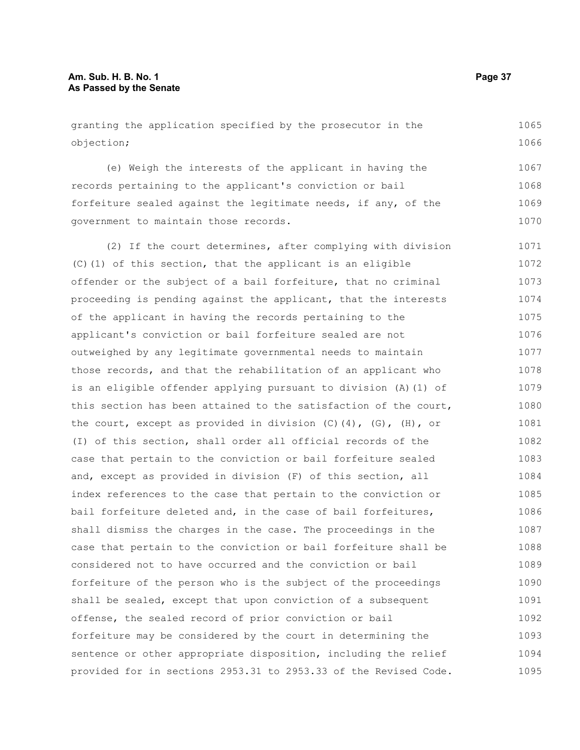granting the application specified by the prosecutor in the objection;

(e) Weigh the interests of the applicant in having the records pertaining to the applicant's conviction or bail forfeiture sealed against the legitimate needs, if any, of the government to maintain those records.

(2) If the court determines, after complying with division (C)(1) of this section, that the applicant is an eligible offender or the subject of a bail forfeiture, that no criminal proceeding is pending against the applicant, that the interests of the applicant in having the records pertaining to the applicant's conviction or bail forfeiture sealed are not outweighed by any legitimate governmental needs to maintain those records, and that the rehabilitation of an applicant who is an eligible offender applying pursuant to division (A)(1) of this section has been attained to the satisfaction of the court, the court, except as provided in division (C)(4), (G), (H), or (I) of this section, shall order all official records of the case that pertain to the conviction or bail forfeiture sealed and, except as provided in division (F) of this section, all index references to the case that pertain to the conviction or bail forfeiture deleted and, in the case of bail forfeitures, shall dismiss the charges in the case. The proceedings in the case that pertain to the conviction or bail forfeiture shall be considered not to have occurred and the conviction or bail forfeiture of the person who is the subject of the proceedings shall be sealed, except that upon conviction of a subsequent offense, the sealed record of prior conviction or bail forfeiture may be considered by the court in determining the sentence or other appropriate disposition, including the relief provided for in sections 2953.31 to 2953.33 of the Revised Code.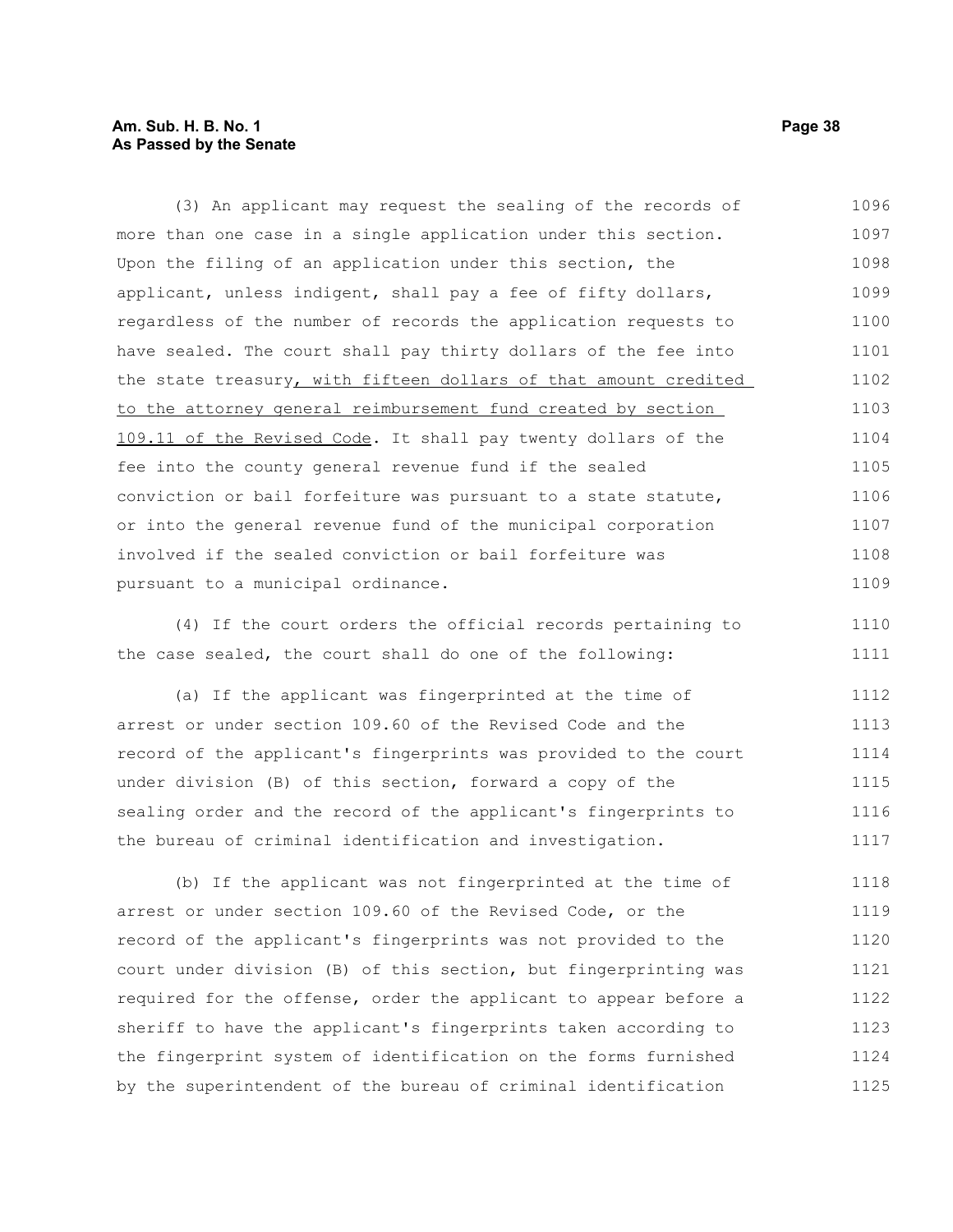(3) An applicant may request the sealing of the records of more than one case in a single application under this section. Upon the filing of an application under this section, the applicant, unless indigent, shall pay a fee of fifty dollars, regardless of the number of records the application requests to have sealed. The court shall pay thirty dollars of the fee into the state treasury, with fifteen dollars of that amount credited to the attorney general reimbursement fund created by section 109.11 of the Revised Code. It shall pay twenty dollars of the fee into the county general revenue fund if the sealed conviction or bail forfeiture was pursuant to a state statute, or into the general revenue fund of the municipal corporation involved if the sealed conviction or bail forfeiture was pursuant to a municipal ordinance.

(4) If the court orders the official records pertaining to the case sealed, the court shall do one of the following:

(a) If the applicant was fingerprinted at the time of arrest or under section 109.60 of the Revised Code and the record of the applicant's fingerprints was provided to the court under division (B) of this section, forward a copy of the sealing order and the record of the applicant's fingerprints to the bureau of criminal identification and investigation.

(b) If the applicant was not fingerprinted at the time of arrest or under section 109.60 of the Revised Code, or the record of the applicant's fingerprints was not provided to the court under division (B) of this section, but fingerprinting was required for the offense, order the applicant to appear before a sheriff to have the applicant's fingerprints taken according to the fingerprint system of identification on the forms furnished by the superintendent of the bureau of criminal identification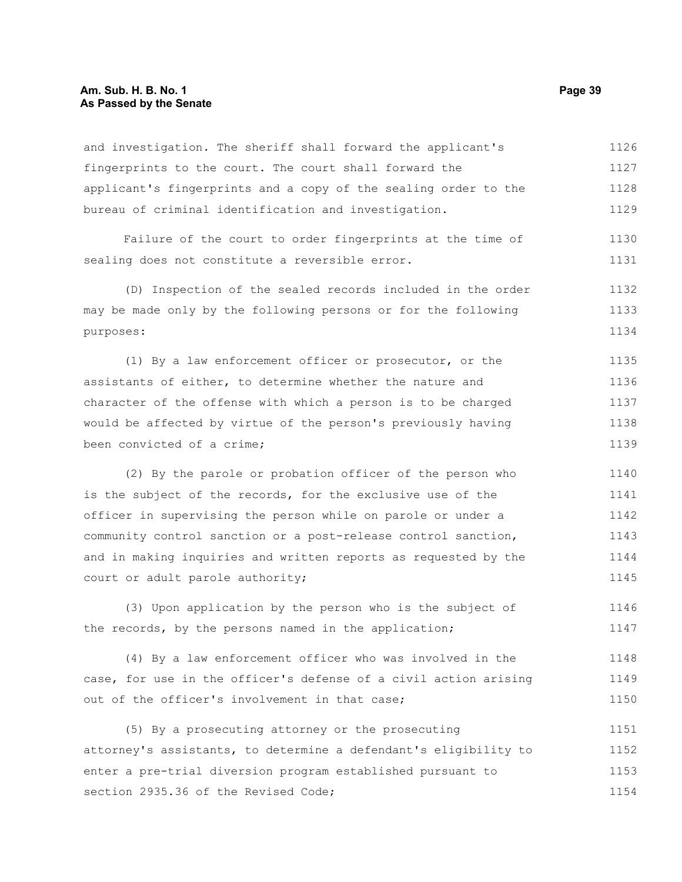and investigation. The sheriff shall forward the applicant's fingerprints to the court. The court shall forward the applicant's fingerprints and a copy of the sealing order to the bureau of criminal identification and investigation.

Failure of the court to order fingerprints at the time of sealing does not constitute a reversible error.

(D) Inspection of the sealed records included in the order may be made only by the following persons or for the following purposes:

(1) By a law enforcement officer or prosecutor, or the assistants of either, to determine whether the nature and character of the offense with which a person is to be charged would be affected by virtue of the person's previously having been convicted of a crime;

(2) By the parole or probation officer of the person who is the subject of the records, for the exclusive use of the officer in supervising the person while on parole or under a community control sanction or a post-release control sanction, and in making inquiries and written reports as requested by the court or adult parole authority;

(3) Upon application by the person who is the subject of the records, by the persons named in the application;

(4) By a law enforcement officer who was involved in the case, for use in the officer's defense of a civil action arising out of the officer's involvement in that case;

(5) By a prosecuting attorney or the prosecuting attorney's assistants, to determine a defendant's eligibility to enter a pre-trial diversion program established pursuant to section 2935.36 of the Revised Code;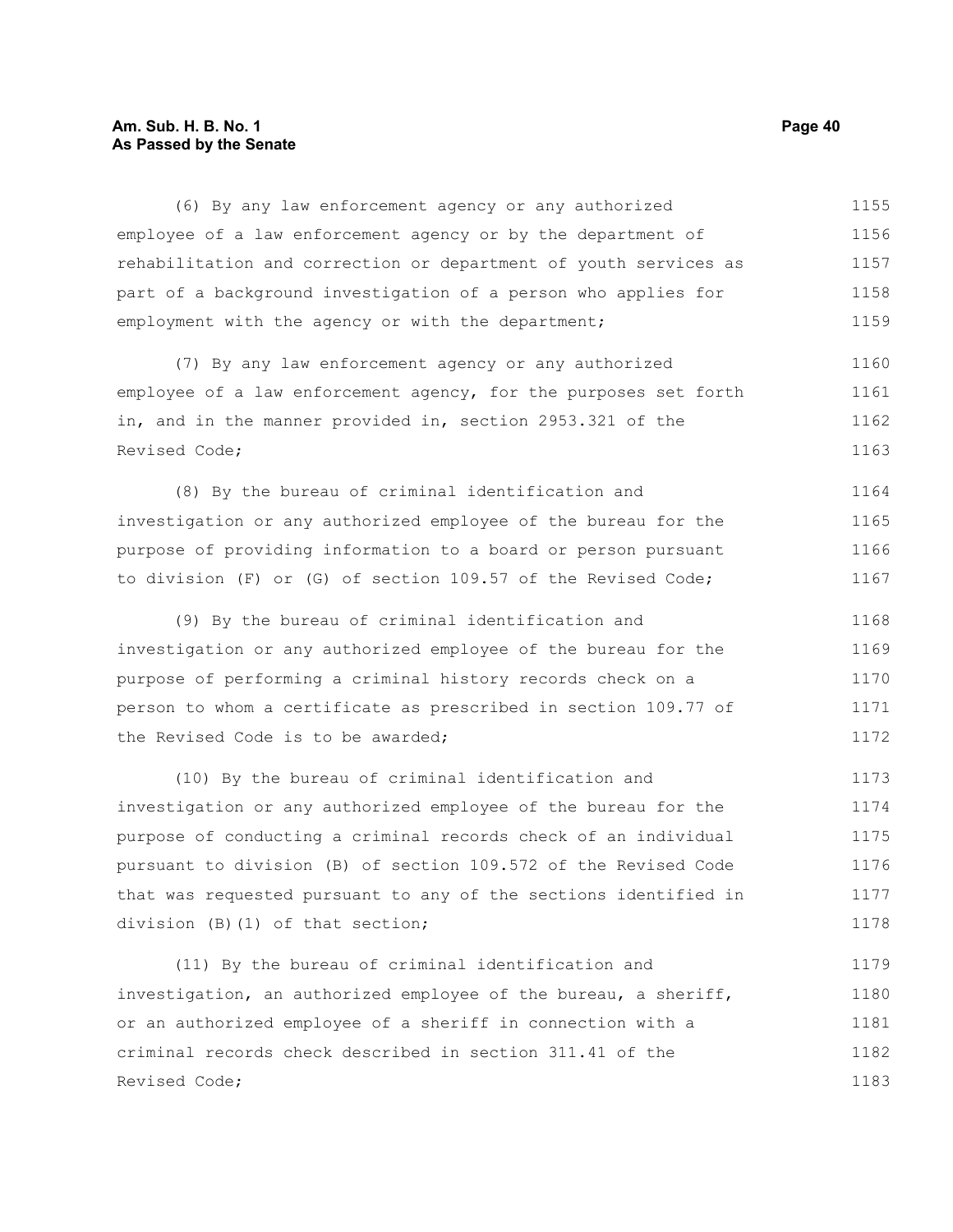(6) By any law enforcement agency or any authorized employee of a law enforcement agency or by the department of rehabilitation and correction or department of youth services as part of a background investigation of a person who applies for employment with the agency or with the department;

(7) By any law enforcement agency or any authorized employee of a law enforcement agency, for the purposes set forth in, and in the manner provided in, section 2953.321 of the Revised Code;

(8) By the bureau of criminal identification and investigation or any authorized employee of the bureau for the purpose of providing information to a board or person pursuant to division (F) or (G) of section 109.57 of the Revised Code;

(9) By the bureau of criminal identification and investigation or any authorized employee of the bureau for the purpose of performing a criminal history records check on a person to whom a certificate as prescribed in section 109.77 of the Revised Code is to be awarded;

(10) By the bureau of criminal identification and investigation or any authorized employee of the bureau for the purpose of conducting a criminal records check of an individual pursuant to division (B) of section 109.572 of the Revised Code that was requested pursuant to any of the sections identified in division (B)(1) of that section;

(11) By the bureau of criminal identification and investigation, an authorized employee of the bureau, a sheriff, or an authorized employee of a sheriff in connection with a criminal records check described in section 311.41 of the Revised Code;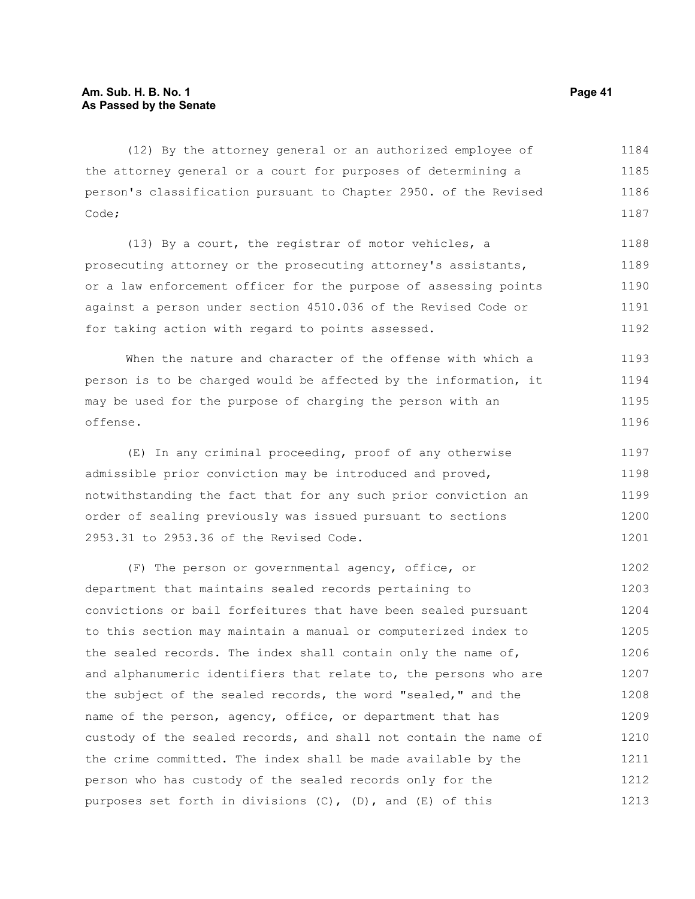(12) By the attorney general or an authorized employee of the attorney general or a court for purposes of determining a person's classification pursuant to Chapter 2950. of the Revised Code;

(13) By a court, the registrar of motor vehicles, a prosecuting attorney or the prosecuting attorney's assistants, or a law enforcement officer for the purpose of assessing points against a person under section 4510.036 of the Revised Code or for taking action with regard to points assessed.

When the nature and character of the offense with which a person is to be charged would be affected by the information, it may be used for the purpose of charging the person with an offense.

(E) In any criminal proceeding, proof of any otherwise admissible prior conviction may be introduced and proved, notwithstanding the fact that for any such prior conviction an order of sealing previously was issued pursuant to sections 2953.31 to 2953.36 of the Revised Code.

(F) The person or governmental agency, office, or department that maintains sealed records pertaining to convictions or bail forfeitures that have been sealed pursuant to this section may maintain a manual or computerized index to the sealed records. The index shall contain only the name of, and alphanumeric identifiers that relate to, the persons who are the subject of the sealed records, the word "sealed," and the name of the person, agency, office, or department that has custody of the sealed records, and shall not contain the name of the crime committed. The index shall be made available by the person who has custody of the sealed records only for the purposes set forth in divisions (C), (D), and (E) of this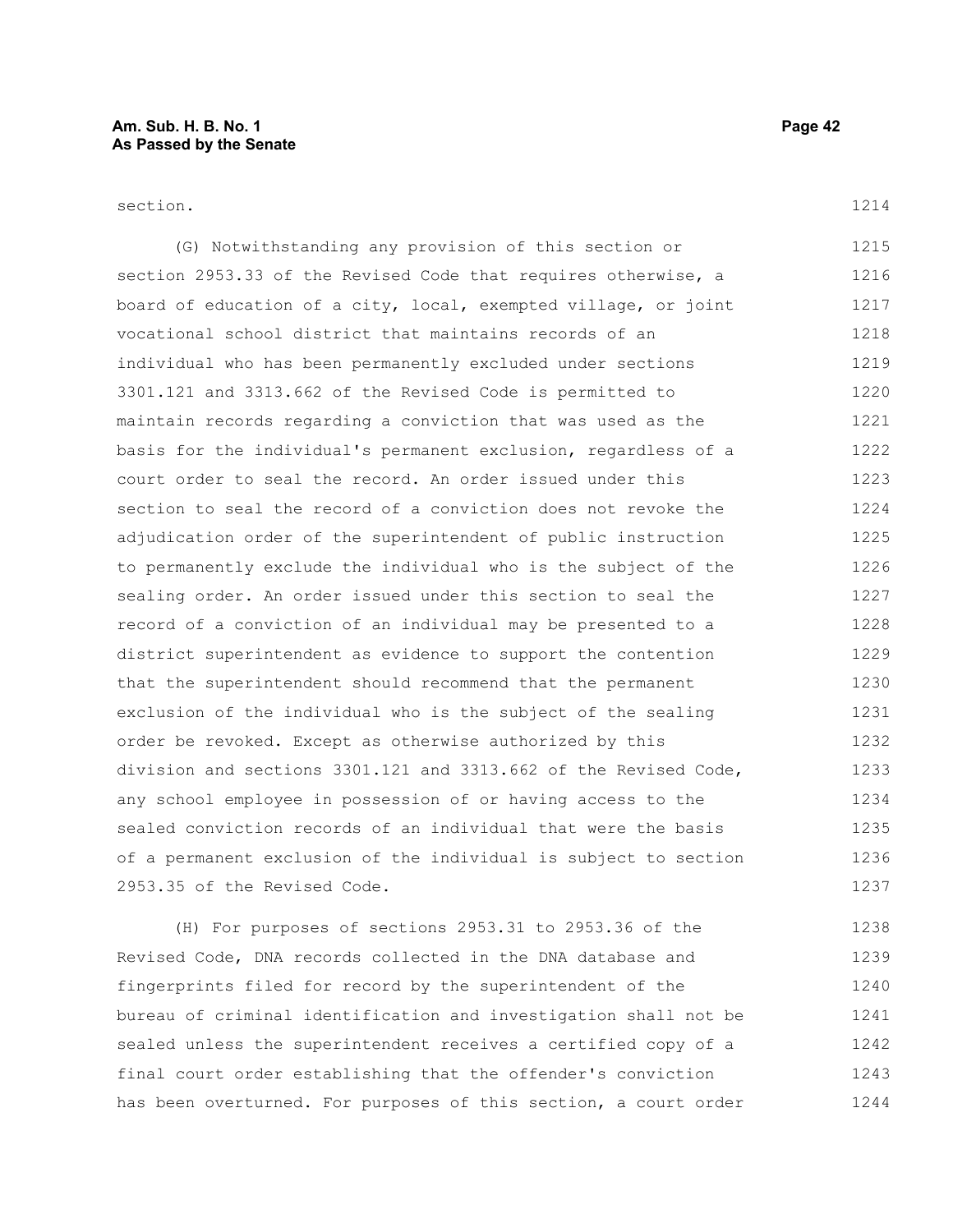section.

(G) Notwithstanding any provision of this section or section 2953.33 of the Revised Code that requires otherwise, a board of education of a city, local, exempted village, or joint vocational school district that maintains records of an individual who has been permanently excluded under sections 3301.121 and 3313.662 of the Revised Code is permitted to maintain records regarding a conviction that was used as the basis for the individual's permanent exclusion, regardless of a court order to seal the record. An order issued under this section to seal the record of a conviction does not revoke the adjudication order of the superintendent of public instruction to permanently exclude the individual who is the subject of the sealing order. An order issued under this section to seal the record of a conviction of an individual may be presented to a district superintendent as evidence to support the contention that the superintendent should recommend that the permanent exclusion of the individual who is the subject of the sealing order be revoked. Except as otherwise authorized by this division and sections 3301.121 and 3313.662 of the Revised Code, any school employee in possession of or having access to the sealed conviction records of an individual that were the basis of a permanent exclusion of the individual is subject to section 2953.35 of the Revised Code.

(H) For purposes of sections 2953.31 to 2953.36 of the Revised Code, DNA records collected in the DNA database and fingerprints filed for record by the superintendent of the bureau of criminal identification and investigation shall not be sealed unless the superintendent receives a certified copy of a final court order establishing that the offender's conviction has been overturned. For purposes of this section, a court order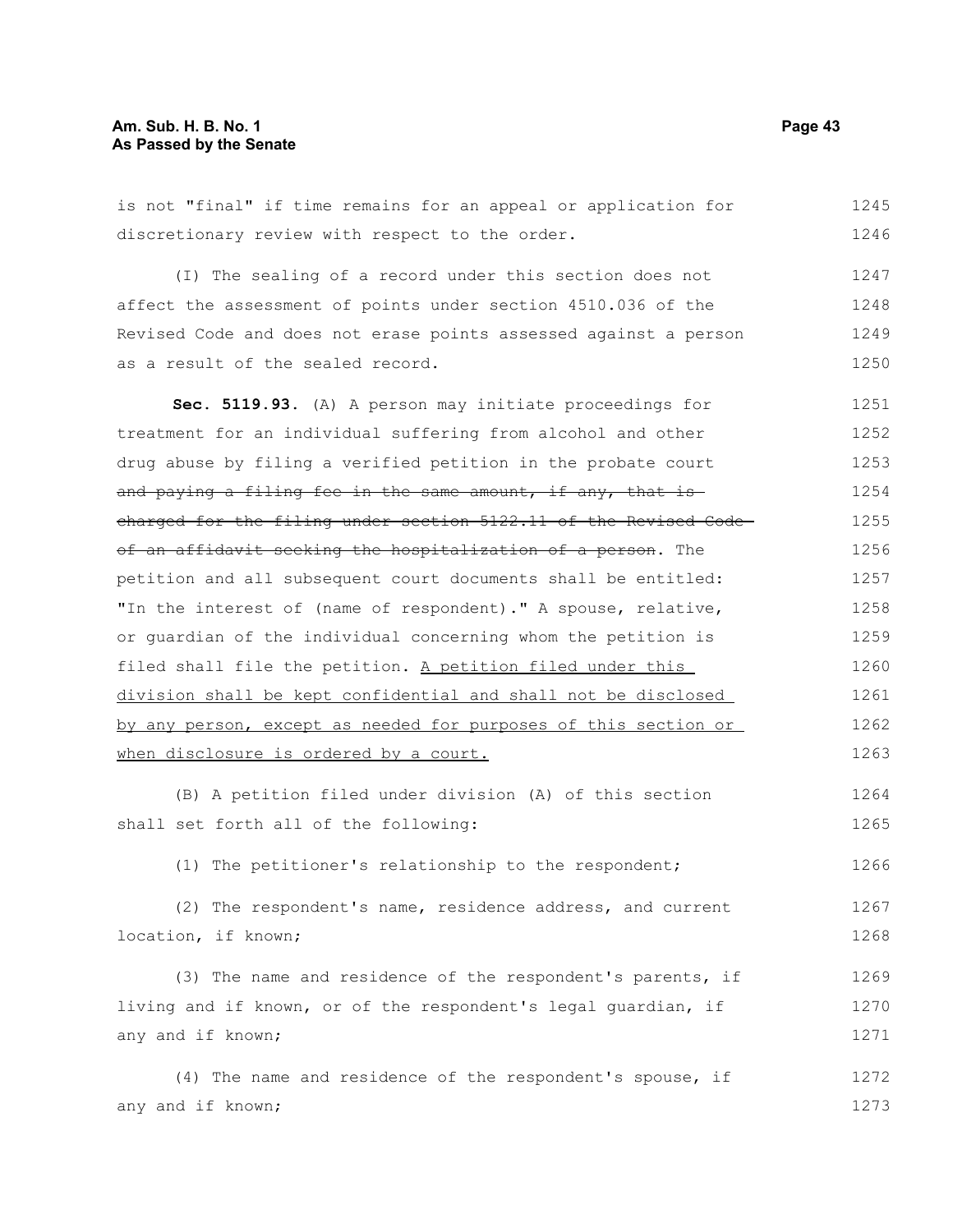is not "final" if time remains for an appeal or application for discretionary review with respect to the order.

(I) The sealing of a record under this section does not affect the assessment of points under section 4510.036 of the Revised Code and does not erase points assessed against a person as a result of the sealed record.

**Sec. 5119.93.** (A) A person may initiate proceedings for treatment for an individual suffering from alcohol and other drug abuse by filing a verified petition in the probate court ~~and paying a filing fee in the same amount, if any, that is charged for the filing under section 5122.11 of the Revised Code of an affidavit seeking the hospitalization of a person~~. The petition and all subsequent court documents shall be entitled: "In the interest of (name of respondent)." A spouse, relative, or guardian of the individual concerning whom the petition is filed shall file the petition. <u>A petition filed under this division shall be kept confidential and shall not be disclosed by any person, except as needed for purposes of this section or when disclosure is ordered by a court.</u>

(B) A petition filed under division (A) of this section shall set forth all of the following:

(1) The petitioner's relationship to the respondent;

(2) The respondent's name, residence address, and current location, if known;

(3) The name and residence of the respondent's parents, if living and if known, or of the respondent's legal guardian, if any and if known;

(4) The name and residence of the respondent's spouse, if any and if known;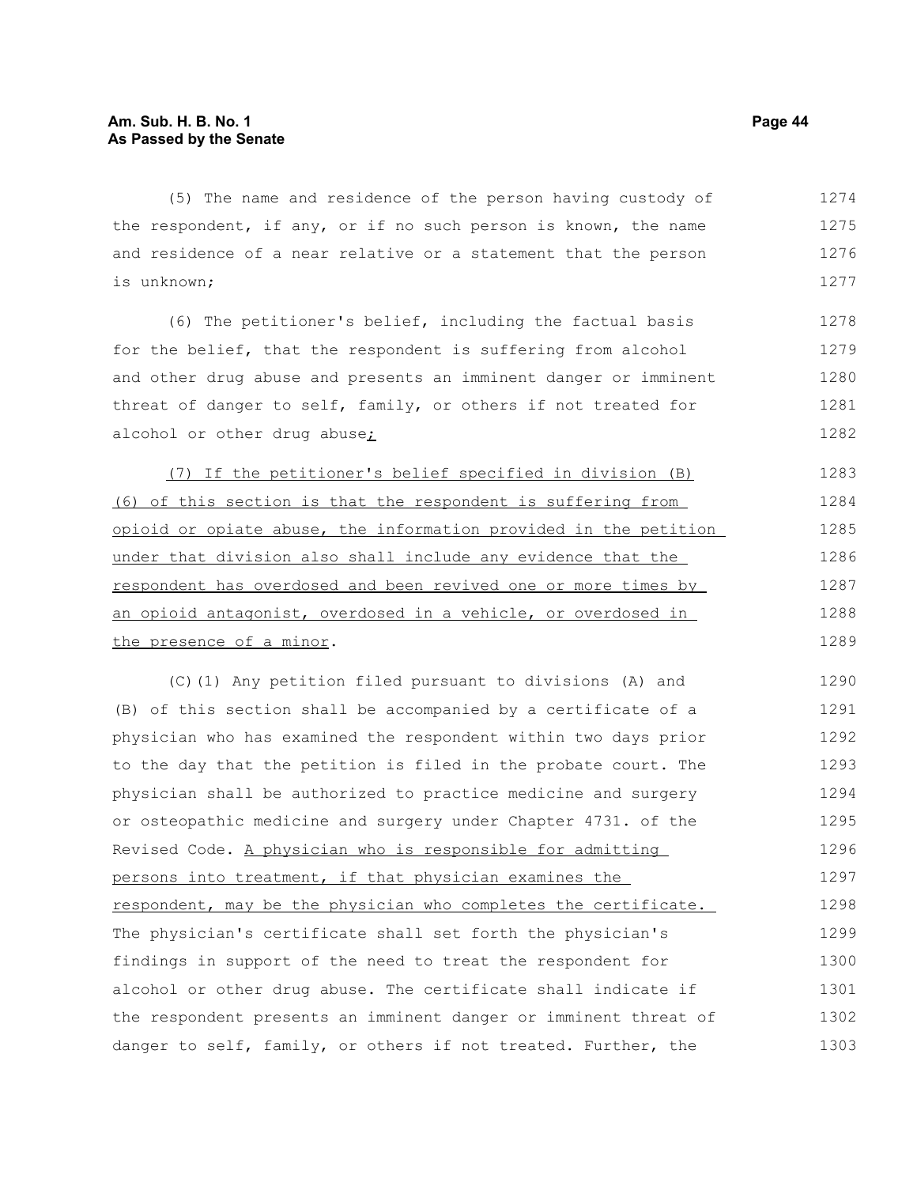(5) The name and residence of the person having custody of the respondent, if any, or if no such person is known, the name and residence of a near relative or a statement that the person is unknown;

(6) The petitioner's belief, including the factual basis for the belief, that the respondent is suffering from alcohol and other drug abuse and presents an imminent danger or imminent threat of danger to self, family, or others if not treated for alcohol or other drug abuse;

(7) If the petitioner's belief specified in division (B)(6) of this section is that the respondent is suffering from opioid or opiate abuse, the information provided in the petition under that division also shall include any evidence that the respondent has overdosed and been revived one or more times by an opioid antagonist, overdosed in a vehicle, or overdosed in the presence of a minor.

(C)(1) Any petition filed pursuant to divisions (A) and (B) of this section shall be accompanied by a certificate of a physician who has examined the respondent within two days prior to the day that the petition is filed in the probate court. The physician shall be authorized to practice medicine and surgery or osteopathic medicine and surgery under Chapter 4731. of the Revised Code. A physician who is responsible for admitting persons into treatment, if that physician examines the respondent, may be the physician who completes the certificate. The physician's certificate shall set forth the physician's findings in support of the need to treat the respondent for alcohol or other drug abuse. The certificate shall indicate if the respondent presents an imminent danger or imminent threat of danger to self, family, or others if not treated. Further, the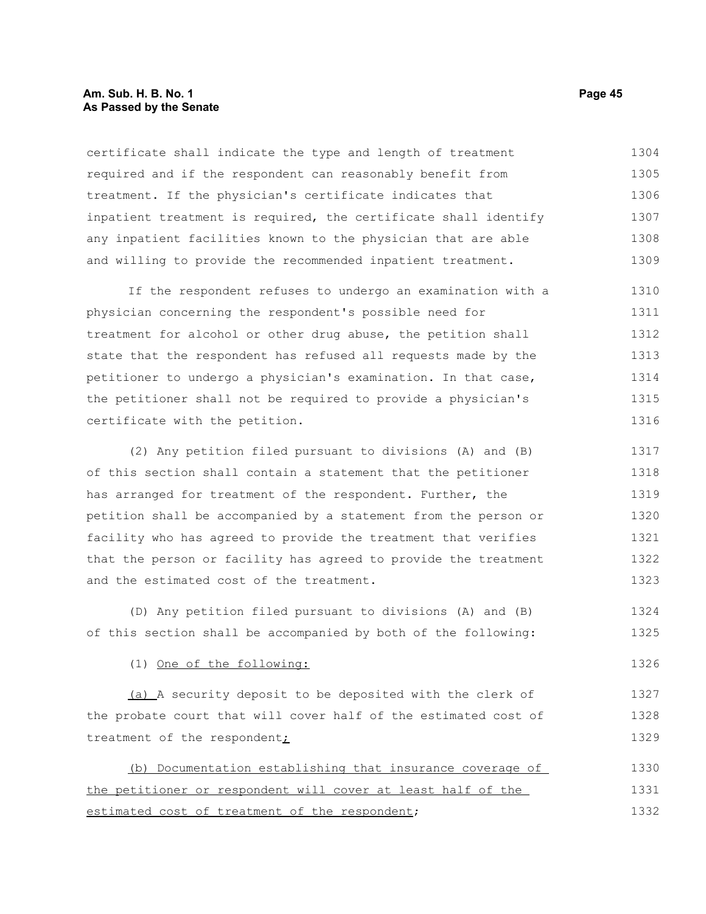certificate shall indicate the type and length of treatment required and if the respondent can reasonably benefit from treatment. If the physician's certificate indicates that inpatient treatment is required, the certificate shall identify any inpatient facilities known to the physician that are able and willing to provide the recommended inpatient treatment.

If the respondent refuses to undergo an examination with a physician concerning the respondent's possible need for treatment for alcohol or other drug abuse, the petition shall state that the respondent has refused all requests made by the petitioner to undergo a physician's examination. In that case, the petitioner shall not be required to provide a physician's certificate with the petition.

(2) Any petition filed pursuant to divisions (A) and (B) of this section shall contain a statement that the petitioner has arranged for treatment of the respondent. Further, the petition shall be accompanied by a statement from the person or facility who has agreed to provide the treatment that verifies that the person or facility has agreed to provide the treatment and the estimated cost of the treatment.

(D) Any petition filed pursuant to divisions (A) and (B) of this section shall be accompanied by both of the following:

(1) <u>One of the following:</u>

<u>(a)</u> A security deposit to be deposited with the clerk of the probate court that will cover half of the estimated cost of treatment of the respondent<u>;</u>

<u>(b) Documentation establishing that insurance coverage of the petitioner or respondent will cover at least half of the estimated cost of treatment of the respondent</u>;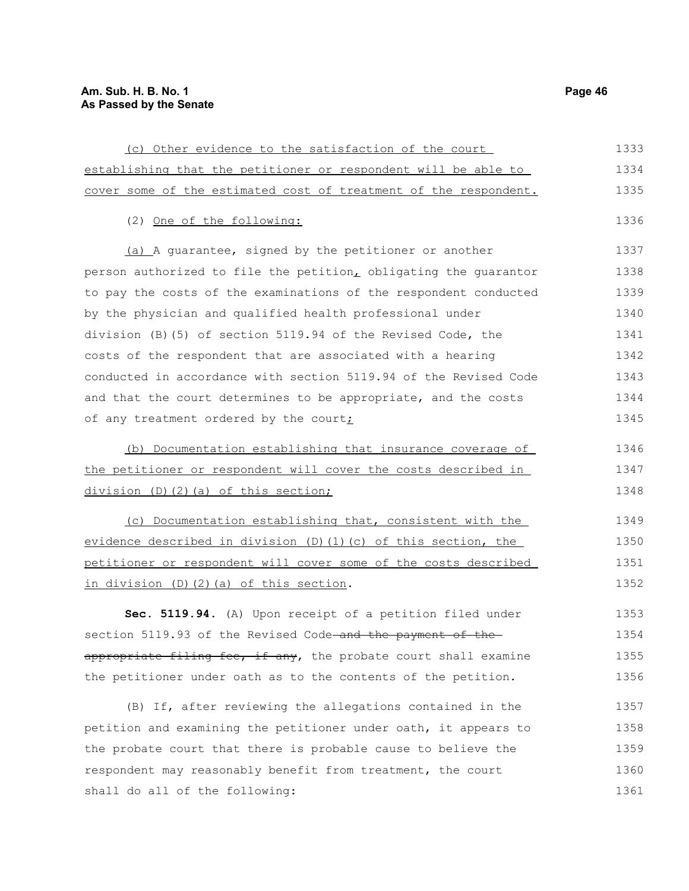(c) Other evidence to the satisfaction of the court establishing that the petitioner or respondent will be able to cover some of the estimated cost of treatment of the respondent.

(2) One of the following:

(a) A guarantee, signed by the petitioner or another person authorized to file the petition, obligating the guarantor to pay the costs of the examinations of the respondent conducted by the physician and qualified health professional under division (B)(5) of section 5119.94 of the Revised Code, the costs of the respondent that are associated with a hearing conducted in accordance with section 5119.94 of the Revised Code and that the court determines to be appropriate, and the costs of any treatment ordered by the court;

(b) Documentation establishing that insurance coverage of the petitioner or respondent will cover the costs described in division (D)(2)(a) of this section;

(c) Documentation establishing that, consistent with the evidence described in division (D)(1)(c) of this section, the petitioner or respondent will cover some of the costs described in division (D)(2)(a) of this section.

**Sec. 5119.94.** (A) Upon receipt of a petition filed under section 5119.93 of the Revised Code ~~and the payment of the appropriate filing fee, if any~~, the probate court shall examine the petitioner under oath as to the contents of the petition.

(B) If, after reviewing the allegations contained in the petition and examining the petitioner under oath, it appears to the probate court that there is probable cause to believe the respondent may reasonably benefit from treatment, the court shall do all of the following: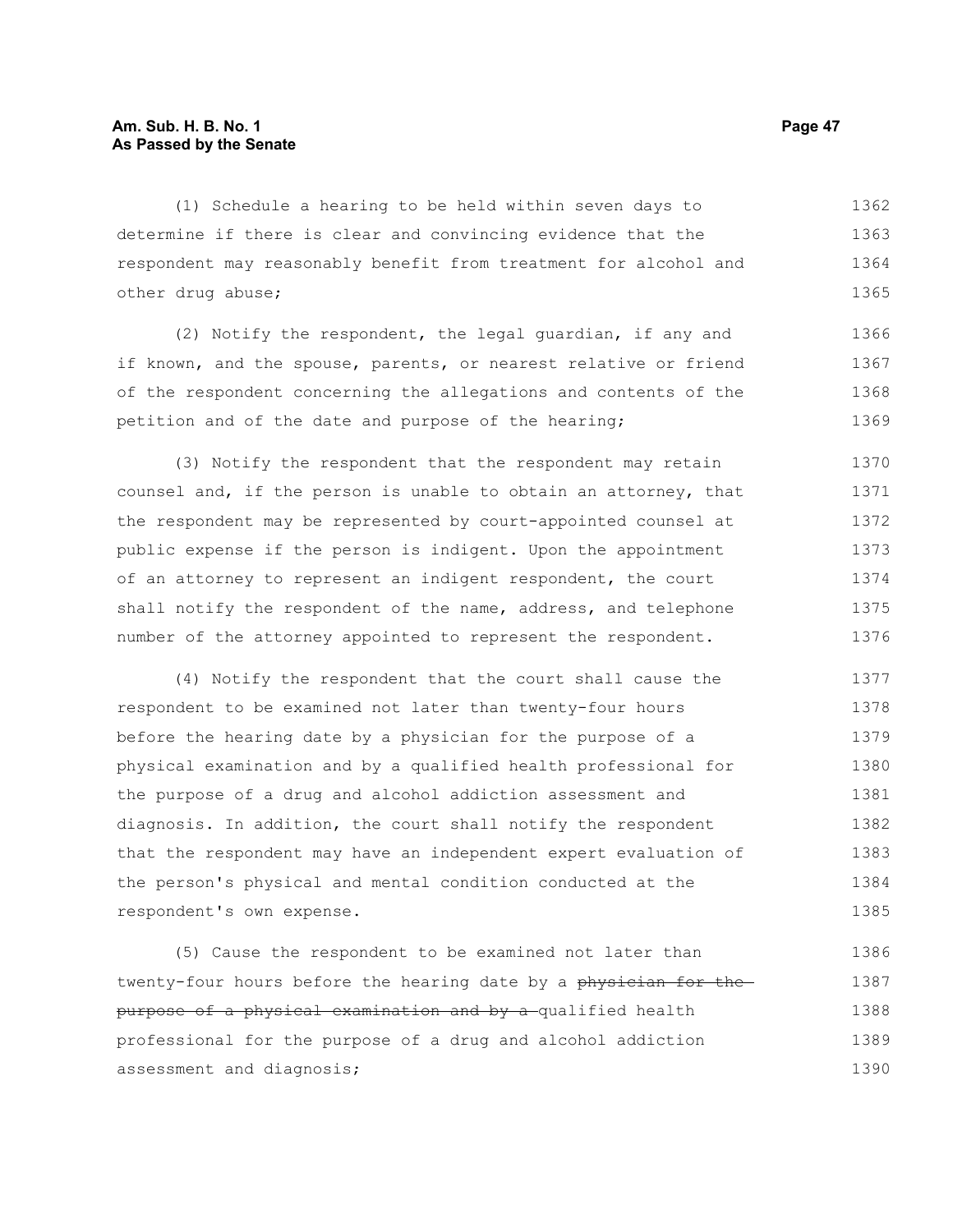(1) Schedule a hearing to be held within seven days to determine if there is clear and convincing evidence that the respondent may reasonably benefit from treatment for alcohol and other drug abuse;

(2) Notify the respondent, the legal guardian, if any and if known, and the spouse, parents, or nearest relative or friend of the respondent concerning the allegations and contents of the petition and of the date and purpose of the hearing;

(3) Notify the respondent that the respondent may retain counsel and, if the person is unable to obtain an attorney, that the respondent may be represented by court-appointed counsel at public expense if the person is indigent. Upon the appointment of an attorney to represent an indigent respondent, the court shall notify the respondent of the name, address, and telephone number of the attorney appointed to represent the respondent.

(4) Notify the respondent that the court shall cause the respondent to be examined not later than twenty-four hours before the hearing date by a physician for the purpose of a physical examination and by a qualified health professional for the purpose of a drug and alcohol addiction assessment and diagnosis. In addition, the court shall notify the respondent that the respondent may have an independent expert evaluation of the person's physical and mental condition conducted at the respondent's own expense.

(5) Cause the respondent to be examined not later than twenty-four hours before the hearing date by a ~~physician for the purpose of a physical examination and by a~~ qualified health professional for the purpose of a drug and alcohol addiction assessment and diagnosis;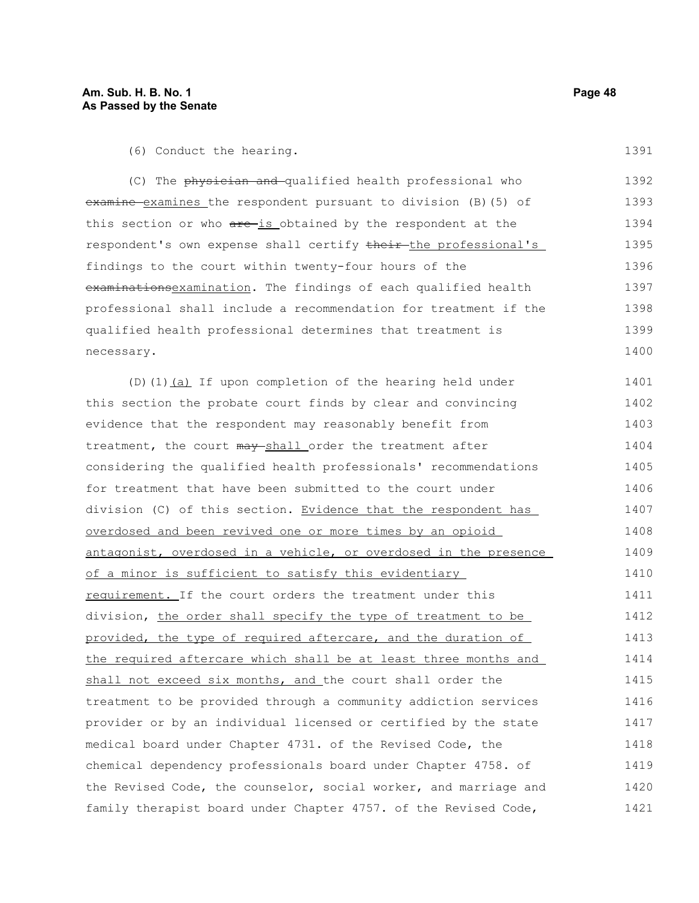(6) Conduct the hearing.

(C) The ~~physician and~~ qualified health professional who ~~examine~~ <u>examines</u> the respondent pursuant to division (B)(5) of this section or who ~~are~~ <u>is</u> obtained by the respondent at the respondent's own expense shall certify ~~their~~ <u>the professional's</u> findings to the court within twenty-four hours of the ~~examinations~~<u>examination</u>. The findings of each qualified health professional shall include a recommendation for treatment if the qualified health professional determines that treatment is necessary.

(D)(1)<u>(a)</u> If upon completion of the hearing held under this section the probate court finds by clear and convincing evidence that the respondent may reasonably benefit from treatment, the court ~~may~~ <u>shall</u> order the treatment after considering the qualified health professionals' recommendations for treatment that have been submitted to the court under division (C) of this section. <u>Evidence that the respondent has overdosed and been revived one or more times by an opioid antagonist, overdosed in a vehicle, or overdosed in the presence of a minor is sufficient to satisfy this evidentiary requirement.</u> If the court orders the treatment under this division, <u>the order shall specify the type of treatment to be provided, the type of required aftercare, and the duration of the required aftercare which shall be at least three months and shall not exceed six months, and</u> the court shall order the treatment to be provided through a community addiction services provider or by an individual licensed or certified by the state medical board under Chapter 4731. of the Revised Code, the chemical dependency professionals board under Chapter 4758. of the Revised Code, the counselor, social worker, and marriage and family therapist board under Chapter 4757. of the Revised Code,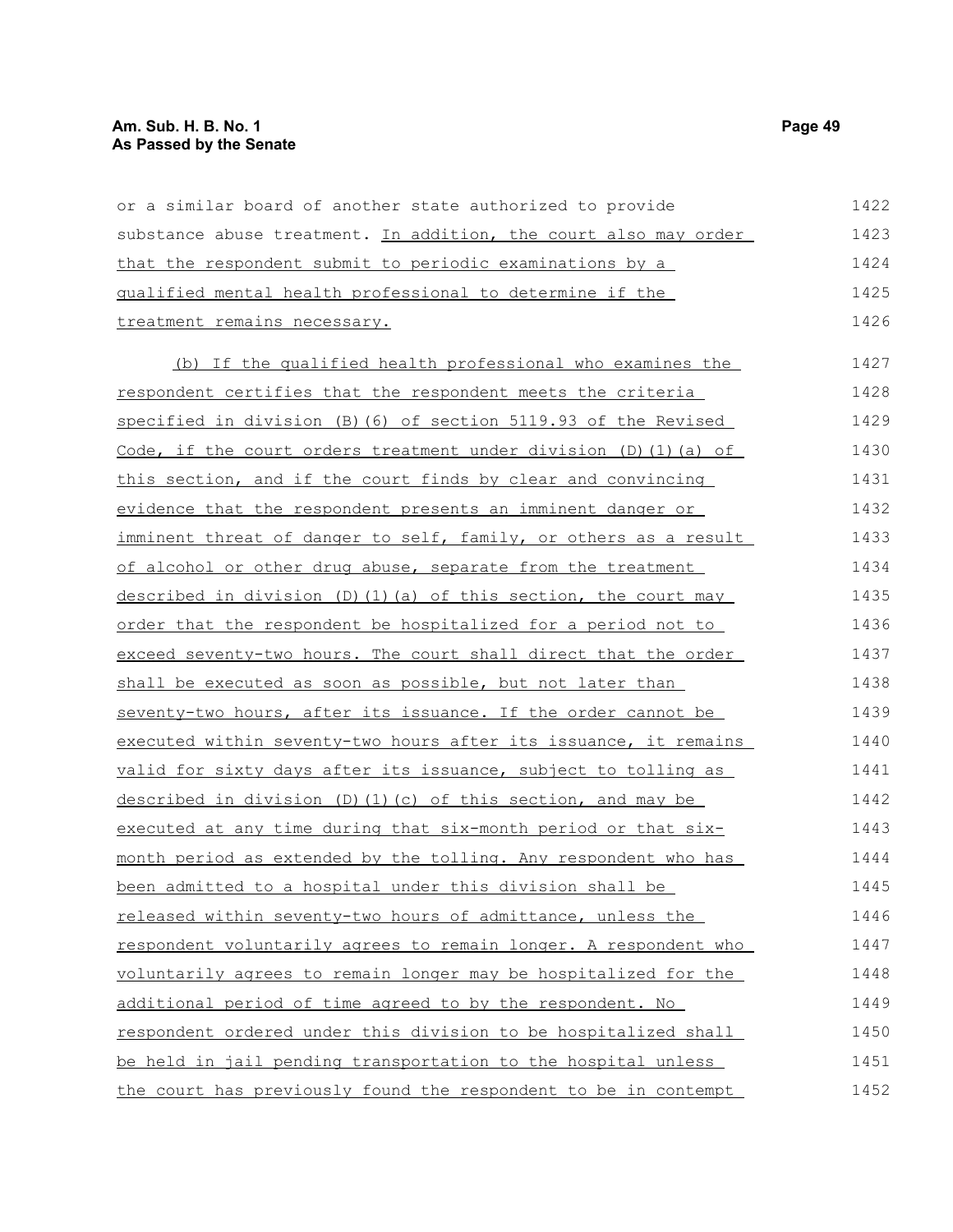or a similar board of another state authorized to provide substance abuse treatment. In addition, the court also may order that the respondent submit to periodic examinations by a qualified mental health professional to determine if the treatment remains necessary.

(b) If the qualified health professional who examines the respondent certifies that the respondent meets the criteria specified in division (B)(6) of section 5119.93 of the Revised Code, if the court orders treatment under division (D)(1)(a) of this section, and if the court finds by clear and convincing evidence that the respondent presents an imminent danger or imminent threat of danger to self, family, or others as a result of alcohol or other drug abuse, separate from the treatment described in division (D)(1)(a) of this section, the court may order that the respondent be hospitalized for a period not to exceed seventy-two hours. The court shall direct that the order shall be executed as soon as possible, but not later than seventy-two hours, after its issuance. If the order cannot be executed within seventy-two hours after its issuance, it remains valid for sixty days after its issuance, subject to tolling as described in division (D)(1)(c) of this section, and may be executed at any time during that six-month period or that six-month period as extended by the tolling. Any respondent who has been admitted to a hospital under this division shall be released within seventy-two hours of admittance, unless the respondent voluntarily agrees to remain longer. A respondent who voluntarily agrees to remain longer may be hospitalized for the additional period of time agreed to by the respondent. No respondent ordered under this division to be hospitalized shall be held in jail pending transportation to the hospital unless the court has previously found the respondent to be in contempt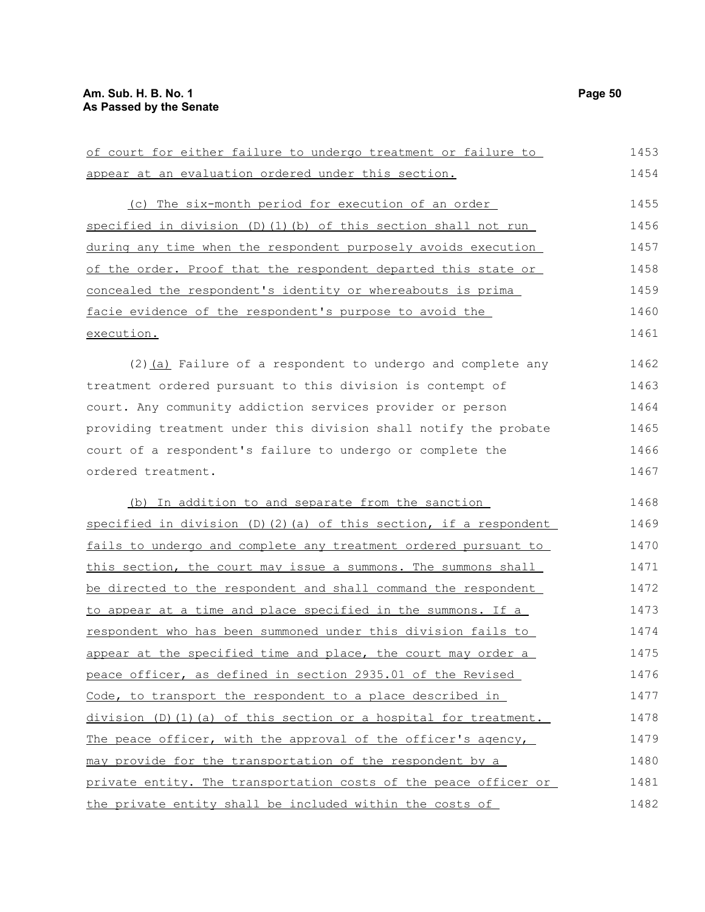of court for either failure to undergo treatment or failure to appear at an evaluation ordered under this section.

(c) The six-month period for execution of an order specified in division (D)(1)(b) of this section shall not run during any time when the respondent purposely avoids execution of the order. Proof that the respondent departed this state or concealed the respondent's identity or whereabouts is prima facie evidence of the respondent's purpose to avoid the execution.

(2)(a) Failure of a respondent to undergo and complete any treatment ordered pursuant to this division is contempt of court. Any community addiction services provider or person providing treatment under this division shall notify the probate court of a respondent's failure to undergo or complete the ordered treatment.

(b) In addition to and separate from the sanction specified in division (D)(2)(a) of this section, if a respondent fails to undergo and complete any treatment ordered pursuant to this section, the court may issue a summons. The summons shall be directed to the respondent and shall command the respondent to appear at a time and place specified in the summons. If a respondent who has been summoned under this division fails to appear at the specified time and place, the court may order a peace officer, as defined in section 2935.01 of the Revised Code, to transport the respondent to a place described in division (D)(1)(a) of this section or a hospital for treatment. The peace officer, with the approval of the officer's agency, may provide for the transportation of the respondent by a private entity. The transportation costs of the peace officer or the private entity shall be included within the costs of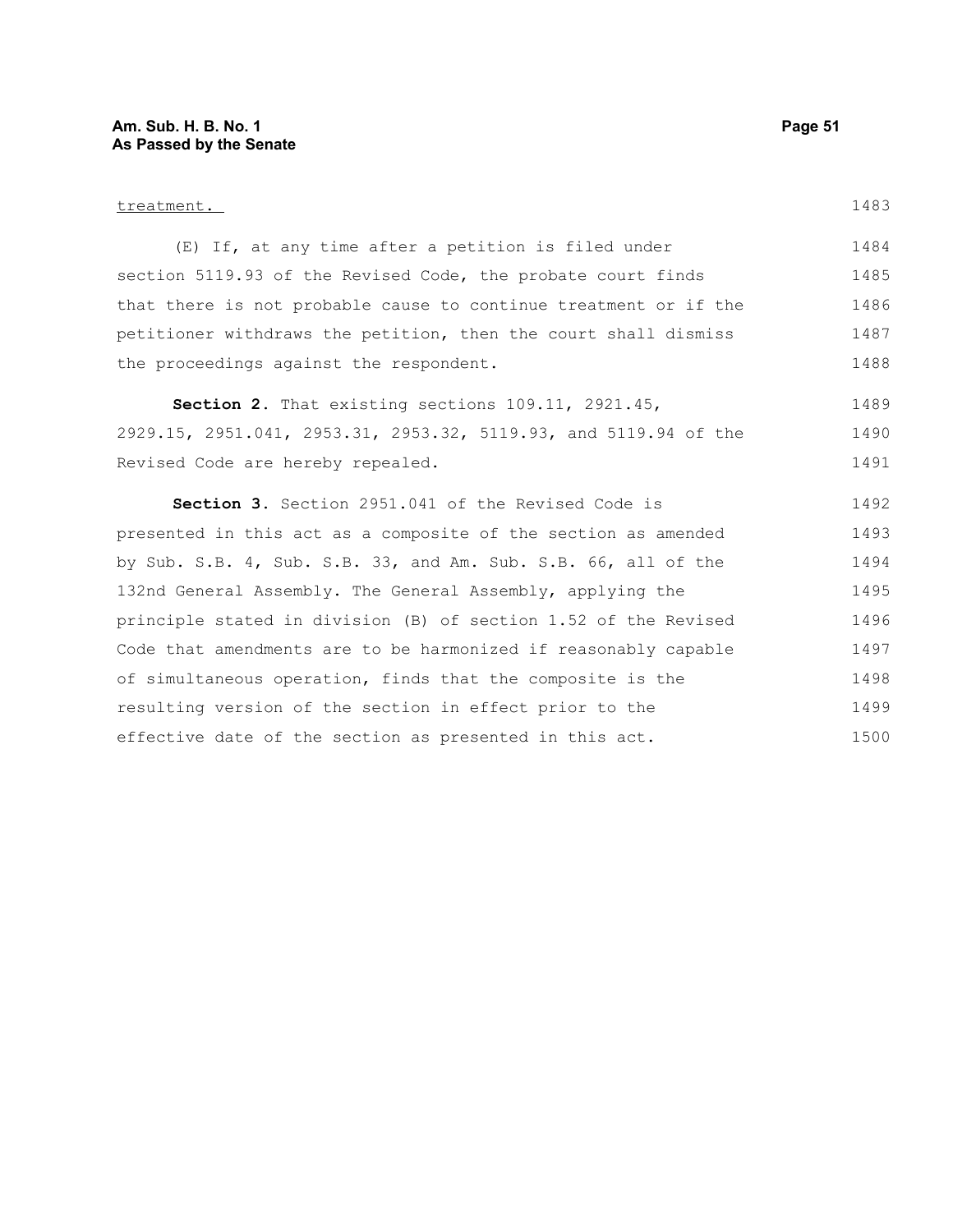treatment.

(E) If, at any time after a petition is filed under section 5119.93 of the Revised Code, the probate court finds that there is not probable cause to continue treatment or if the petitioner withdraws the petition, then the court shall dismiss the proceedings against the respondent.

**Section 2.** That existing sections 109.11, 2921.45, 2929.15, 2951.041, 2953.31, 2953.32, 5119.93, and 5119.94 of the Revised Code are hereby repealed.

**Section 3.** Section 2951.041 of the Revised Code is presented in this act as a composite of the section as amended by Sub. S.B. 4, Sub. S.B. 33, and Am. Sub. S.B. 66, all of the 132nd General Assembly. The General Assembly, applying the principle stated in division (B) of section 1.52 of the Revised Code that amendments are to be harmonized if reasonably capable of simultaneous operation, finds that the composite is the resulting version of the section in effect prior to the effective date of the section as presented in this act.